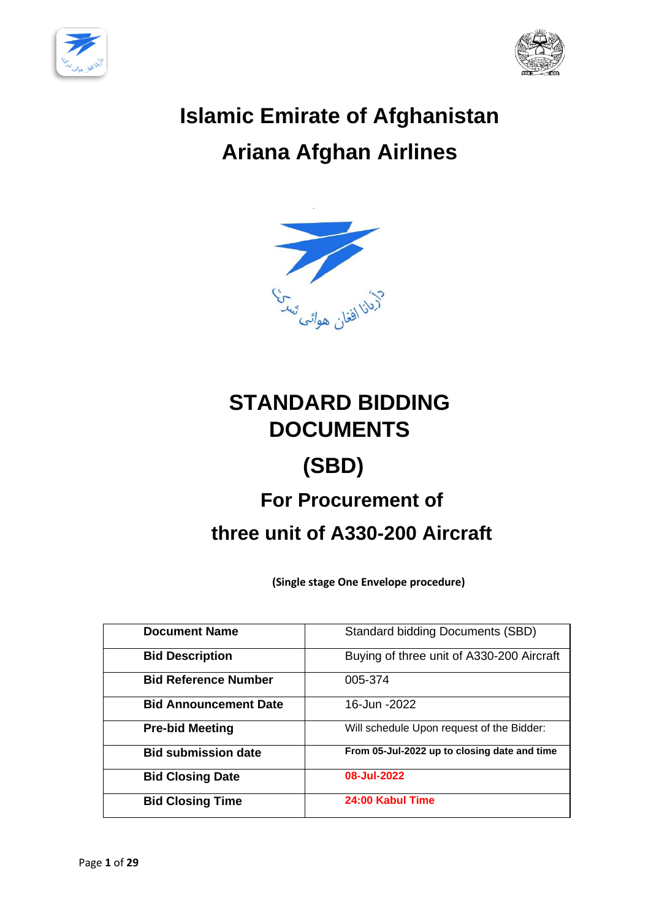# Islamic Emirate of Afghanistan

# Ariana Afghan Airlines

آریانا افغان هوائی شرکت

# STANDARD BIDDING DOCUMENTS

# (SBD)

## For Procurement of

## three unit of A330-200 Aircraft

**(Single stage One Envelope procedure)**

| **Document Name** | Standard bidding Documents (SBD) |
|---|---|
| **Bid Description** | Buying of three unit of A330-200 Aircraft |
| **Bid Reference Number** | 005-374 |
| **Bid Announcement Date** | 16-Jun -2022 |
| **Pre-bid Meeting** | Will schedule Upon request of the Bidder: |
| **Bid submission date** | **From 05-Jul-2022 up to closing date and time** |
| **Bid Closing Date** | **08-Jul-2022** |
| **Bid Closing Time** | **24:00 Kabul Time** |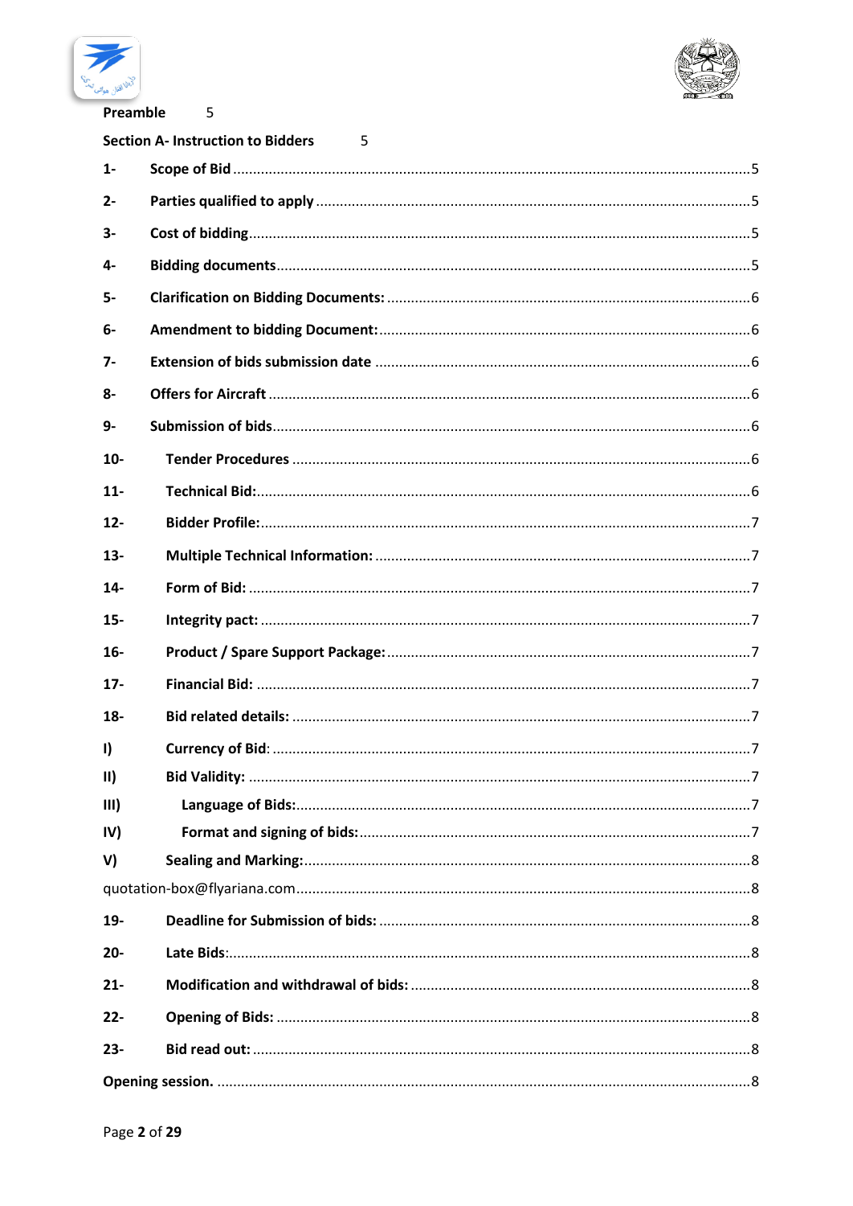**Preamble** 5

**Section A- Instruction to Bidders** 5

**1- Scope of Bid** ........................................ 5

**2- Parties qualified to apply** ........................................ 5

**3- Cost of bidding** ........................................ 5

**4- Bidding documents** ........................................ 5

**5- Clarification on Bidding Documents:** ........................................ 6

**6- Amendment to bidding Document:** ........................................ 6

**7- Extension of bids submission date** ........................................ 6

**8- Offers for Aircraft** ........................................ 6

**9- Submission of bids** ........................................ 6

**10- Tender Procedures** ........................................ 6

**11- Technical Bid:** ........................................ 6

**12- Bidder Profile:** ........................................ 7

**13- Multiple Technical Information:** ........................................ 7

**14- Form of Bid:** ........................................ 7

**15- Integrity pact:** ........................................ 7

**16- Product / Spare Support Package:** ........................................ 7

**17- Financial Bid:** ........................................ 7

**18- Bid related details:** ........................................ 7

**I) Currency of Bid**: ........................................ 7

**II) Bid Validity:** ........................................ 7

**III) Language of Bids:** ........................................ 7

**IV) Format and signing of bids:** ........................................ 7

**V) Sealing and Marking:** ........................................ 8

quotation-box@flyariana.com ........................................ 8

**19- Deadline for Submission of bids:** ........................................ 8

**20- Late Bids**: ........................................ 8

**21- Modification and withdrawal of bids:** ........................................ 8

**22- Opening of Bids:** ........................................ 8

**23- Bid read out:** ........................................ 8

**Opening session.** ........................................ 8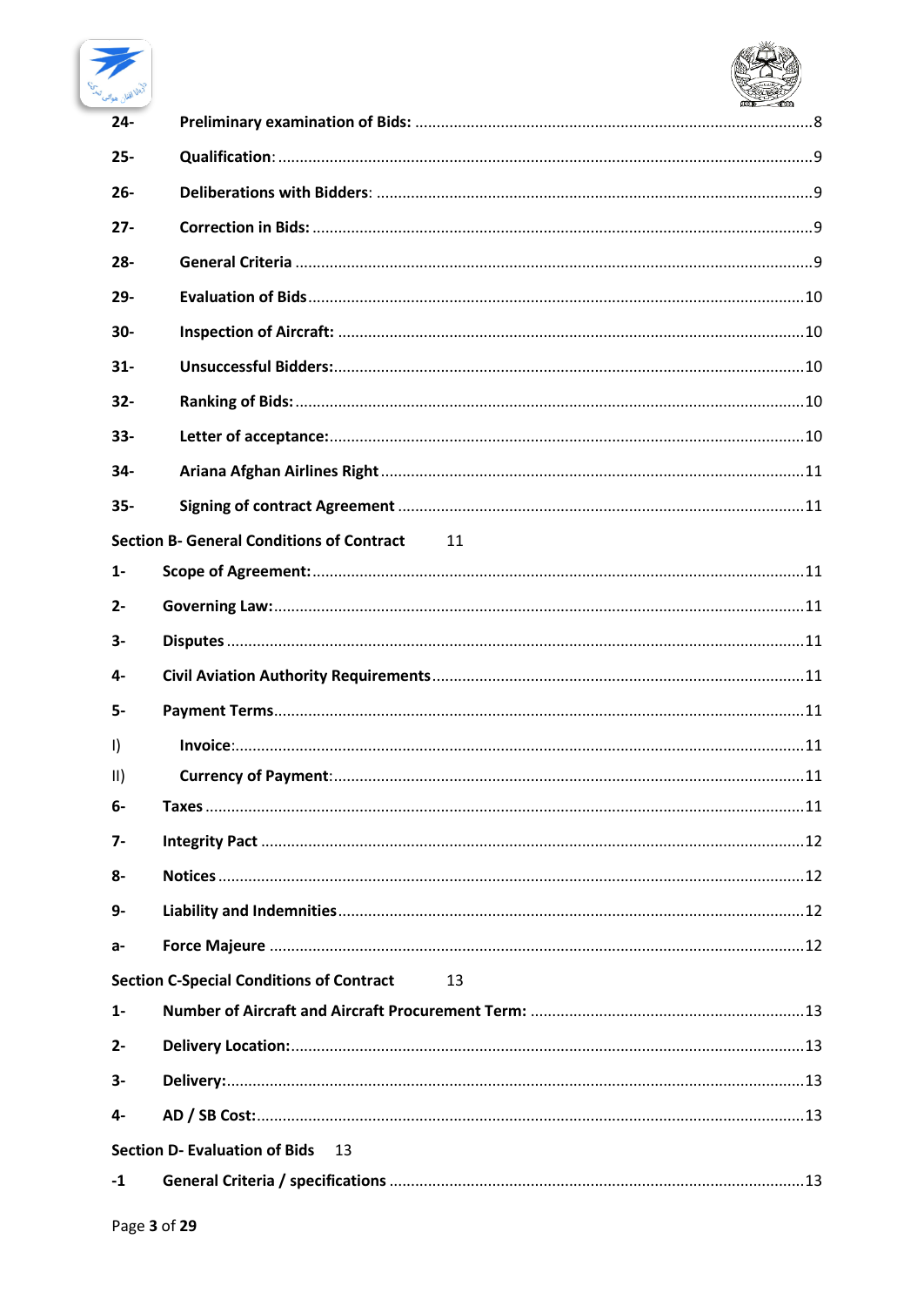24- **Preliminary examination of Bids:** ............................................................................................8

25- **Qualification:** ..............................................................................................................................9

26- **Deliberations with Bidders:** ......................................................................................................9

27- **Correction in Bids:** ....................................................................................................................9

28- **General Criteria** ........................................................................................................................9

29- **Evaluation of Bids** ...................................................................................................................10

30- **Inspection of Aircraft:** .............................................................................................................10

31- **Unsuccessful Bidders:** .............................................................................................................10

32- **Ranking of Bids:** .......................................................................................................................10

33- **Letter of acceptance:** ...............................................................................................................10

34- **Ariana Afghan Airlines Right** ...................................................................................................11

35- **Signing of contract Agreement** ...............................................................................................11

**Section B- General Conditions of Contract** 11

1- **Scope of Agreement:** ..................................................................................................................11

2- **Governing Law:** ...........................................................................................................................11

3- **Disputes** ......................................................................................................................................11

4- **Civil Aviation Authority Requirements** ....................................................................................11

5- **Payment Terms** ...........................................................................................................................11

I) **Invoice:** ......................................................................................................................................11

II) **Currency of Payment:** ..............................................................................................................11

6- **Taxes** ...........................................................................................................................................11

7- **Integrity Pact** ..............................................................................................................................12

8- **Notices** ........................................................................................................................................12

9- **Liability and Indemnities** ..........................................................................................................12

a- **Force Majeure** .............................................................................................................................12

**Section C-Special Conditions of Contract** 13

1- **Number of Aircraft and Aircraft Procurement Term:** ................................................................13

2- **Delivery Location:** .......................................................................................................................13

3- **Delivery:** ......................................................................................................................................13

4- **AD / SB Cost:** ...............................................................................................................................13

**Section D- Evaluation of Bids** 13

-1 **General Criteria / specifications** ................................................................................................13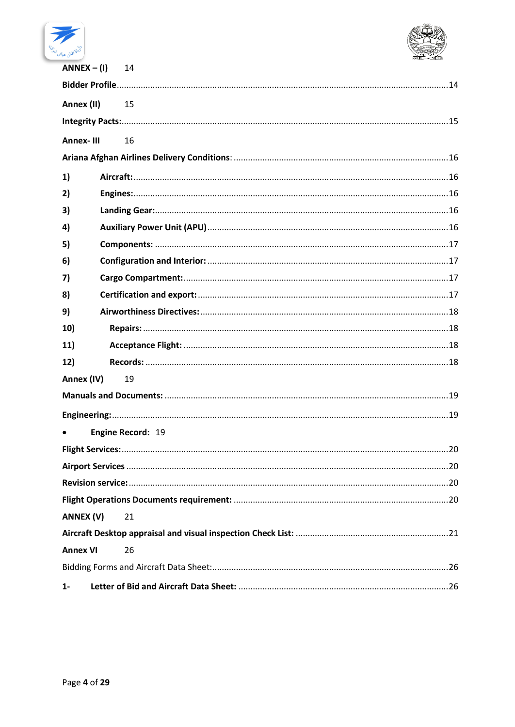**ANNEX – (I)** 14

**Bidder Profile** ........................................................................................................................ 14

**Annex (II)** 15

**Integrity Pacts:** ...................................................................................................................... 15

**Annex- III** 16

**Ariana Afghan Airlines Delivery Conditions**: ........................................................................ 16

1) **Aircraft:** ................................................................................................................................. 16

2) **Engines:** ................................................................................................................................. 16

3) **Landing Gear:** ........................................................................................................................ 16

4) **Auxiliary Power Unit (APU)** .................................................................................................. 16

5) **Components:** ........................................................................................................................ 17

6) **Configuration and Interior:** .................................................................................................. 17

7) **Cargo Compartment:** ............................................................................................................ 17

8) **Certification and export:** ...................................................................................................... 17

9) **Airworthiness Directives:** ..................................................................................................... 18

10) **Repairs:** ............................................................................................................................... 18

11) **Acceptance Flight:** ............................................................................................................... 18

12) **Records:** .............................................................................................................................. 18

**Annex (IV)** 19

**Manuals and Documents:** ..................................................................................................... 19

**Engineering:** ........................................................................................................................... 19

- **Engine Record:** 19

**Flight Services:** ...................................................................................................................... 20

**Airport Services** .................................................................................................................... 20

**Revision service:** ................................................................................................................... 20

**Flight Operations Documents requirement:** ......................................................................... 20

**ANNEX (V)** 21

**Aircraft Desktop appraisal and visual inspection Check List:** ............................................... 21

**Annex VI** 26

Bidding Forms and Aircraft Data Sheet: ................................................................................. 26

1- **Letter of Bid and Aircraft Data Sheet:** ................................................................................ 26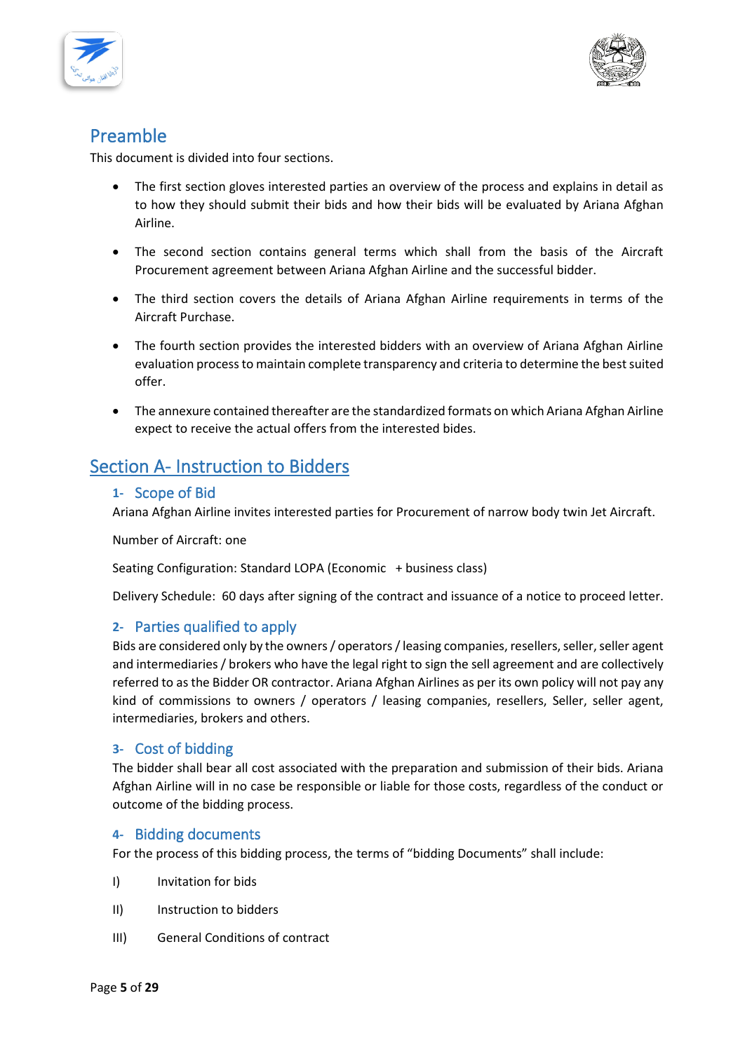## Preamble

This document is divided into four sections.

- The first section gloves interested parties an overview of the process and explains in detail as to how they should submit their bids and how their bids will be evaluated by Ariana Afghan Airline.
- The second section contains general terms which shall from the basis of the Aircraft Procurement agreement between Ariana Afghan Airline and the successful bidder.
- The third section covers the details of Ariana Afghan Airline requirements in terms of the Aircraft Purchase.
- The fourth section provides the interested bidders with an overview of Ariana Afghan Airline evaluation process to maintain complete transparency and criteria to determine the best suited offer.
- The annexure contained thereafter are the standardized formats on which Ariana Afghan Airline expect to receive the actual offers from the interested bides.

## Section A- Instruction to Bidders

### 1- Scope of Bid

Ariana Afghan Airline invites interested parties for Procurement of narrow body twin Jet Aircraft.

Number of Aircraft: one

Seating Configuration: Standard LOPA (Economic + business class)

Delivery Schedule: 60 days after signing of the contract and issuance of a notice to proceed letter.

### 2- Parties qualified to apply

Bids are considered only by the owners / operators / leasing companies, resellers, seller, seller agent and intermediaries / brokers who have the legal right to sign the sell agreement and are collectively referred to as the Bidder OR contractor. Ariana Afghan Airlines as per its own policy will not pay any kind of commissions to owners / operators / leasing companies, resellers, Seller, seller agent, intermediaries, brokers and others.

### 3- Cost of bidding

The bidder shall bear all cost associated with the preparation and submission of their bids. Ariana Afghan Airline will in no case be responsible or liable for those costs, regardless of the conduct or outcome of the bidding process.

### 4- Bidding documents

For the process of this bidding process, the terms of “bidding Documents” shall include:

I) Invitation for bids

II) Instruction to bidders

III) General Conditions of contract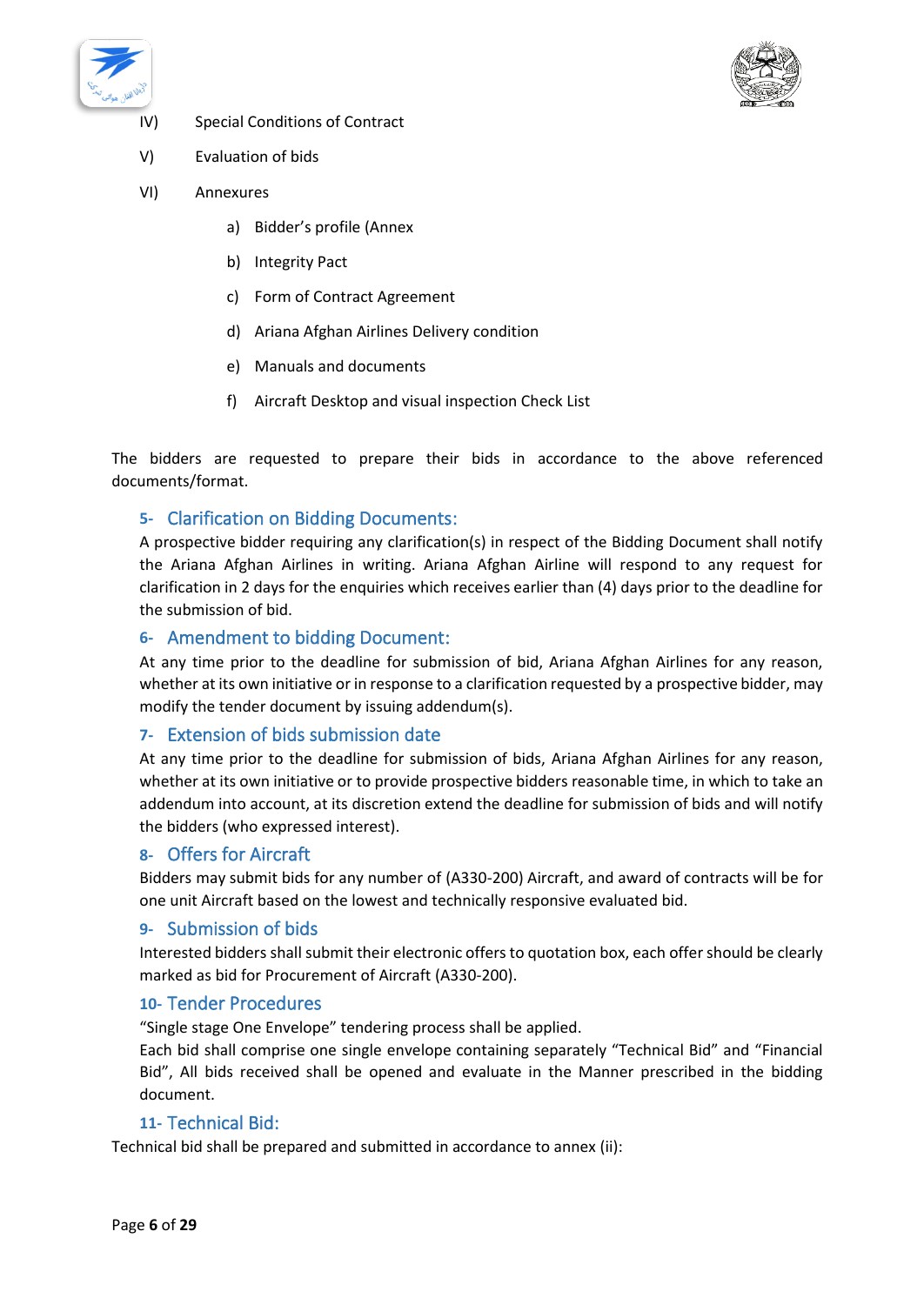IV) Special Conditions of Contract

V) Evaluation of bids

VI) Annexures

a) Bidder's profile (Annex

b) Integrity Pact

c) Form of Contract Agreement

d) Ariana Afghan Airlines Delivery condition

e) Manuals and documents

f) Aircraft Desktop and visual inspection Check List

The bidders are requested to prepare their bids in accordance to the above referenced documents/format.

## 5- Clarification on Bidding Documents:

A prospective bidder requiring any clarification(s) in respect of the Bidding Document shall notify the Ariana Afghan Airlines in writing. Ariana Afghan Airline will respond to any request for clarification in 2 days for the enquiries which receives earlier than (4) days prior to the deadline for the submission of bid.

## 6- Amendment to bidding Document:

At any time prior to the deadline for submission of bid, Ariana Afghan Airlines for any reason, whether at its own initiative or in response to a clarification requested by a prospective bidder, may modify the tender document by issuing addendum(s).

## 7- Extension of bids submission date

At any time prior to the deadline for submission of bids, Ariana Afghan Airlines for any reason, whether at its own initiative or to provide prospective bidders reasonable time, in which to take an addendum into account, at its discretion extend the deadline for submission of bids and will notify the bidders (who expressed interest).

## 8- Offers for Aircraft

Bidders may submit bids for any number of (A330-200) Aircraft, and award of contracts will be for one unit Aircraft based on the lowest and technically responsive evaluated bid.

## 9- Submission of bids

Interested bidders shall submit their electronic offers to quotation box, each offer should be clearly marked as bid for Procurement of Aircraft (A330-200).

## 10- Tender Procedures

"Single stage One Envelope" tendering process shall be applied.

Each bid shall comprise one single envelope containing separately "Technical Bid" and "Financial Bid", All bids received shall be opened and evaluate in the Manner prescribed in the bidding document.

## 11- Technical Bid:

Technical bid shall be prepared and submitted in accordance to annex (ii):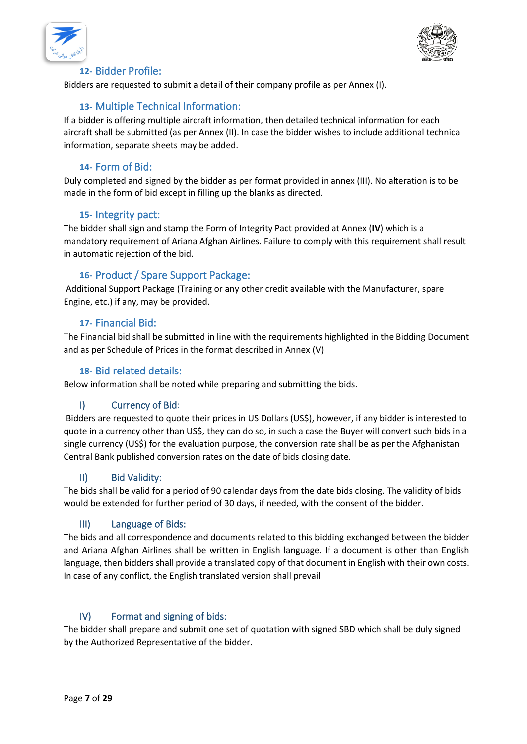## 12- Bidder Profile:

Bidders are requested to submit a detail of their company profile as per Annex (I).

## 13- Multiple Technical Information:

If a bidder is offering multiple aircraft information, then detailed technical information for each aircraft shall be submitted (as per Annex (II). In case the bidder wishes to include additional technical information, separate sheets may be added.

## 14- Form of Bid:

Duly completed and signed by the bidder as per format provided in annex (III). No alteration is to be made in the form of bid except in filling up the blanks as directed.

## 15- Integrity pact:

The bidder shall sign and stamp the Form of Integrity Pact provided at Annex (**IV**) which is a mandatory requirement of Ariana Afghan Airlines. Failure to comply with this requirement shall result in automatic rejection of the bid.

## 16- Product / Spare Support Package:

Additional Support Package (Training or any other credit available with the Manufacturer, spare Engine, etc.) if any, may be provided.

## 17- Financial Bid:

The Financial bid shall be submitted in line with the requirements highlighted in the Bidding Document and as per Schedule of Prices in the format described in Annex (V)

## 18- Bid related details:

Below information shall be noted while preparing and submitting the bids.

### I) Currency of Bid:

Bidders are requested to quote their prices in US Dollars (US$), however, if any bidder is interested to quote in a currency other than US$, they can do so, in such a case the Buyer will convert such bids in a single currency (US$) for the evaluation purpose, the conversion rate shall be as per the Afghanistan Central Bank published conversion rates on the date of bids closing date.

### II) Bid Validity:

The bids shall be valid for a period of 90 calendar days from the date bids closing. The validity of bids would be extended for further period of 30 days, if needed, with the consent of the bidder.

### III) Language of Bids:

The bids and all correspondence and documents related to this bidding exchanged between the bidder and Ariana Afghan Airlines shall be written in English language. If a document is other than English language, then bidders shall provide a translated copy of that document in English with their own costs. In case of any conflict, the English translated version shall prevail

### IV) Format and signing of bids:

The bidder shall prepare and submit one set of quotation with signed SBD which shall be duly signed by the Authorized Representative of the bidder.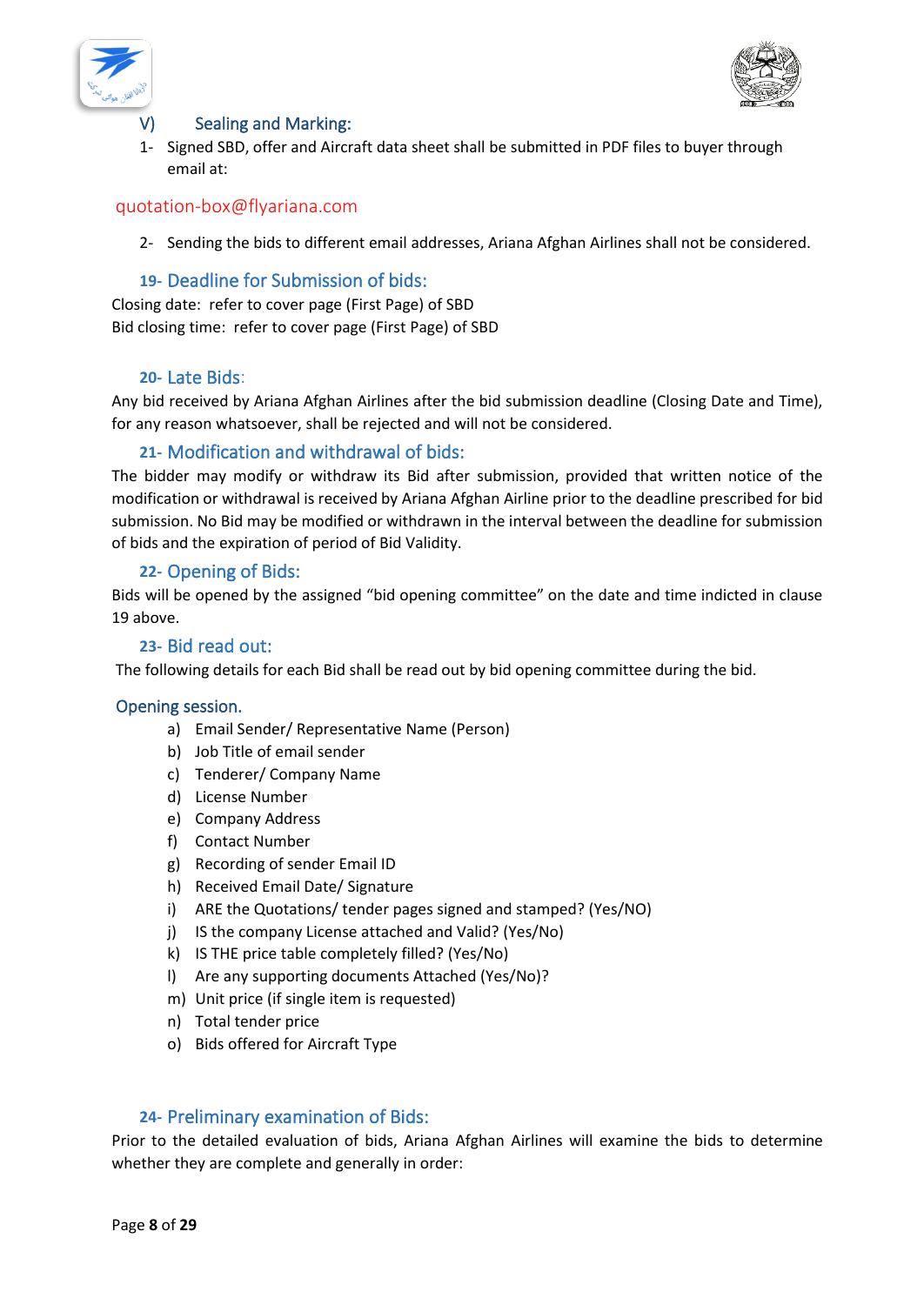### V) Sealing and Marking:

1- Signed SBD, offer and Aircraft data sheet shall be submitted in PDF files to buyer through email at:

quotation-box@flyariana.com

2- Sending the bids to different email addresses, Ariana Afghan Airlines shall not be considered.

### 19- Deadline for Submission of bids:

Closing date: refer to cover page (First Page) of SBD
Bid closing time: refer to cover page (First Page) of SBD

### 20- Late Bids:

Any bid received by Ariana Afghan Airlines after the bid submission deadline (Closing Date and Time), for any reason whatsoever, shall be rejected and will not be considered.

### 21- Modification and withdrawal of bids:

The bidder may modify or withdraw its Bid after submission, provided that written notice of the modification or withdrawal is received by Ariana Afghan Airline prior to the deadline prescribed for bid submission. No Bid may be modified or withdrawn in the interval between the deadline for submission of bids and the expiration of period of Bid Validity.

### 22- Opening of Bids:

Bids will be opened by the assigned "bid opening committee" on the date and time indicted in clause 19 above.

### 23- Bid read out:

The following details for each Bid shall be read out by bid opening committee during the bid.

### Opening session.

a) Email Sender/ Representative Name (Person)
b) Job Title of email sender
c) Tenderer/ Company Name
d) License Number
e) Company Address
f) Contact Number
g) Recording of sender Email ID
h) Received Email Date/ Signature
i) ARE the Quotations/ tender pages signed and stamped? (Yes/NO)
j) IS the company License attached and Valid? (Yes/No)
k) IS THE price table completely filled? (Yes/No)
l) Are any supporting documents Attached (Yes/No)?
m) Unit price (if single item is requested)
n) Total tender price
o) Bids offered for Aircraft Type

### 24- Preliminary examination of Bids:

Prior to the detailed evaluation of bids, Ariana Afghan Airlines will examine the bids to determine whether they are complete and generally in order: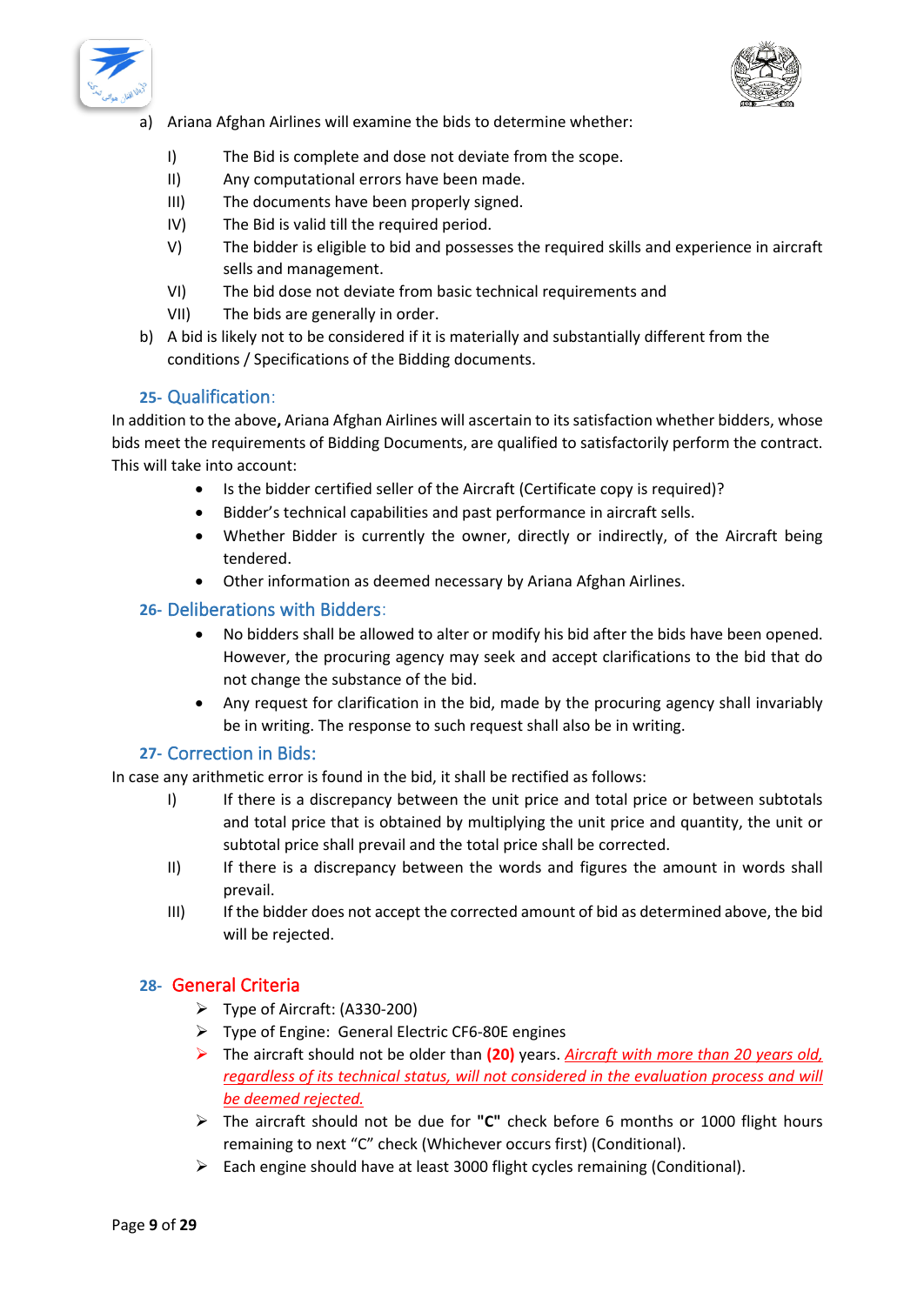a) Ariana Afghan Airlines will examine the bids to determine whether:

   I) The Bid is complete and dose not deviate from the scope.
   II) Any computational errors have been made.
   III) The documents have been properly signed.
   IV) The Bid is valid till the required period.
   V) The bidder is eligible to bid and possesses the required skills and experience in aircraft sells and management.
   VI) The bid dose not deviate from basic technical requirements and
   VII) The bids are generally in order.

b) A bid is likely not to be considered if it is materially and substantially different from the conditions / Specifications of the Bidding documents.

## 25- Qualification:

In addition to the above**,** Ariana Afghan Airlines will ascertain to its satisfaction whether bidders, whose bids meet the requirements of Bidding Documents, are qualified to satisfactorily perform the contract. This will take into account:

- Is the bidder certified seller of the Aircraft (Certificate copy is required)?
- Bidder's technical capabilities and past performance in aircraft sells.
- Whether Bidder is currently the owner, directly or indirectly, of the Aircraft being tendered.
- Other information as deemed necessary by Ariana Afghan Airlines.

## 26- Deliberations with Bidders:

- No bidders shall be allowed to alter or modify his bid after the bids have been opened. However, the procuring agency may seek and accept clarifications to the bid that do not change the substance of the bid.
- Any request for clarification in the bid, made by the procuring agency shall invariably be in writing. The response to such request shall also be in writing.

## 27- Correction in Bids:

In case any arithmetic error is found in the bid, it shall be rectified as follows:

I) If there is a discrepancy between the unit price and total price or between subtotals and total price that is obtained by multiplying the unit price and quantity, the unit or subtotal price shall prevail and the total price shall be corrected.

II) If there is a discrepancy between the words and figures the amount in words shall prevail.

III) If the bidder does not accept the corrected amount of bid as determined above, the bid will be rejected.

## 28- General Criteria

- Type of Aircraft: (A330-200)
- Type of Engine: General Electric CF6-80E engines
- The aircraft should not be older than **(20)** years. *Aircraft with more than 20 years old, regardless of its technical status, will not considered in the evaluation process and will be deemed rejected.*
- The aircraft should not be due for **"C"** check before 6 months or 1000 flight hours remaining to next "C" check (Whichever occurs first) (Conditional).
- Each engine should have at least 3000 flight cycles remaining (Conditional).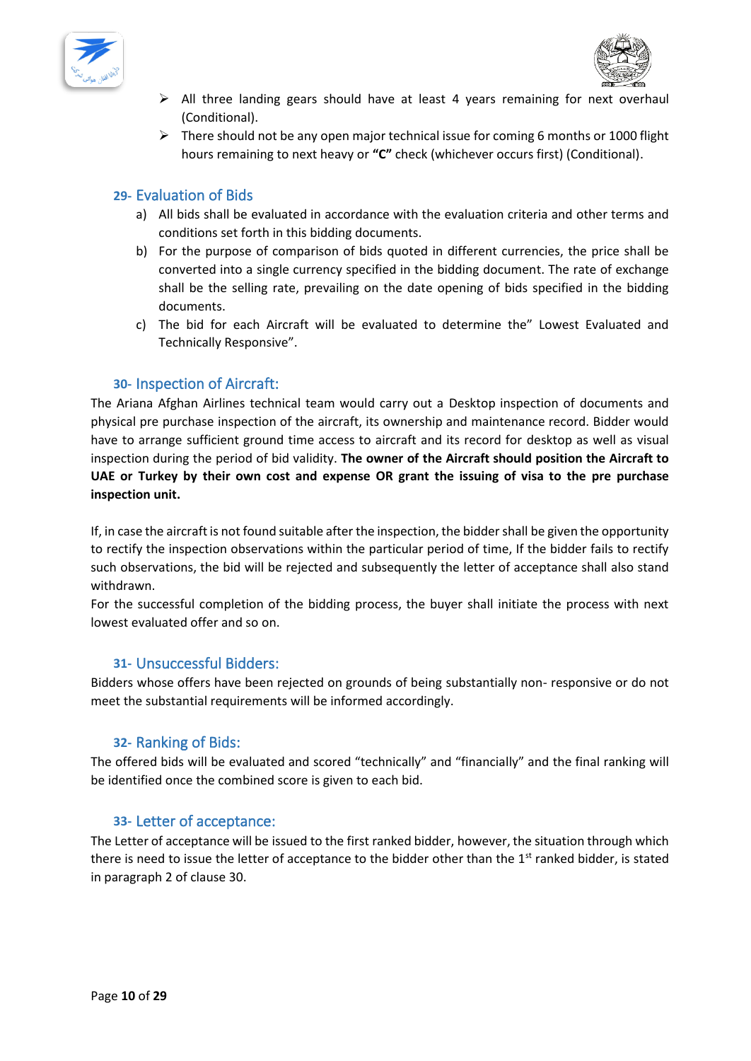- All three landing gears should have at least 4 years remaining for next overhaul (Conditional).
- There should not be any open major technical issue for coming 6 months or 1000 flight hours remaining to next heavy or **"C"** check (whichever occurs first) (Conditional).

## 29- Evaluation of Bids

a) All bids shall be evaluated in accordance with the evaluation criteria and other terms and conditions set forth in this bidding documents.

b) For the purpose of comparison of bids quoted in different currencies, the price shall be converted into a single currency specified in the bidding document. The rate of exchange shall be the selling rate, prevailing on the date opening of bids specified in the bidding documents.

c) The bid for each Aircraft will be evaluated to determine the" Lowest Evaluated and Technically Responsive".

## 30- Inspection of Aircraft:

The Ariana Afghan Airlines technical team would carry out a Desktop inspection of documents and physical pre purchase inspection of the aircraft, its ownership and maintenance record. Bidder would have to arrange sufficient ground time access to aircraft and its record for desktop as well as visual inspection during the period of bid validity. **The owner of the Aircraft should position the Aircraft to UAE or Turkey by their own cost and expense OR grant the issuing of visa to the pre purchase inspection unit.**

If, in case the aircraft is not found suitable after the inspection, the bidder shall be given the opportunity to rectify the inspection observations within the particular period of time, If the bidder fails to rectify such observations, the bid will be rejected and subsequently the letter of acceptance shall also stand withdrawn.

For the successful completion of the bidding process, the buyer shall initiate the process with next lowest evaluated offer and so on.

## 31- Unsuccessful Bidders:

Bidders whose offers have been rejected on grounds of being substantially non- responsive or do not meet the substantial requirements will be informed accordingly.

## 32- Ranking of Bids:

The offered bids will be evaluated and scored "technically" and "financially" and the final ranking will be identified once the combined score is given to each bid.

## 33- Letter of acceptance:

The Letter of acceptance will be issued to the first ranked bidder, however, the situation through which there is need to issue the letter of acceptance to the bidder other than the 1st ranked bidder, is stated in paragraph 2 of clause 30.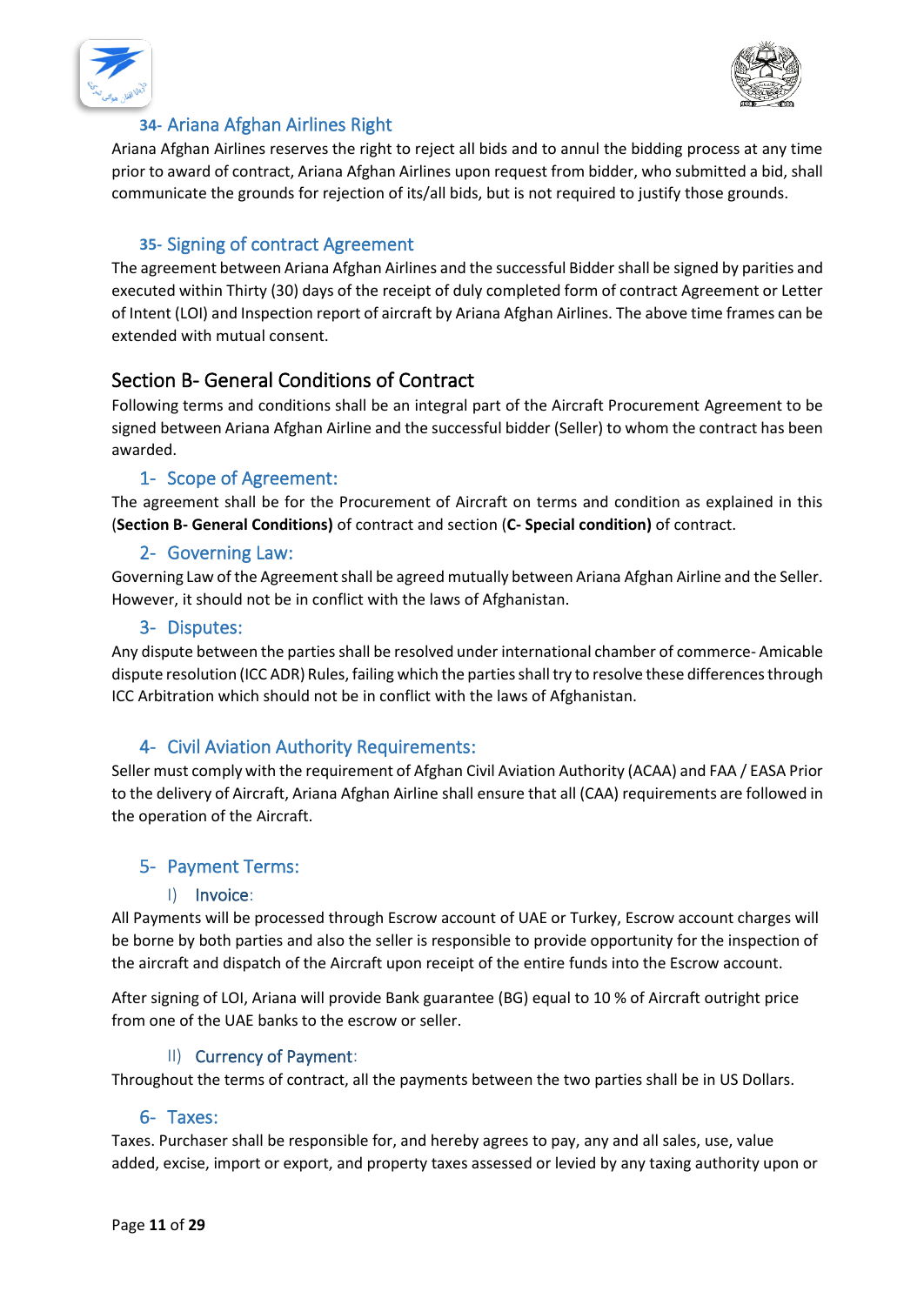### 34- Ariana Afghan Airlines Right

Ariana Afghan Airlines reserves the right to reject all bids and to annul the bidding process at any time prior to award of contract, Ariana Afghan Airlines upon request from bidder, who submitted a bid, shall communicate the grounds for rejection of its/all bids, but is not required to justify those grounds.

### 35- Signing of contract Agreement

The agreement between Ariana Afghan Airlines and the successful Bidder shall be signed by parities and executed within Thirty (30) days of the receipt of duly completed form of contract Agreement or Letter of Intent (LOI) and Inspection report of aircraft by Ariana Afghan Airlines. The above time frames can be extended with mutual consent.

## Section B- General Conditions of Contract

Following terms and conditions shall be an integral part of the Aircraft Procurement Agreement to be signed between Ariana Afghan Airline and the successful bidder (Seller) to whom the contract has been awarded.

### 1- Scope of Agreement:

The agreement shall be for the Procurement of Aircraft on terms and condition as explained in this (**Section B- General Conditions)** of contract and section (**C- Special condition)** of contract.

### 2- Governing Law:

Governing Law of the Agreement shall be agreed mutually between Ariana Afghan Airline and the Seller. However, it should not be in conflict with the laws of Afghanistan.

### 3- Disputes:

Any dispute between the parties shall be resolved under international chamber of commerce- Amicable dispute resolution (ICC ADR) Rules, failing which the parties shall try to resolve these differences through ICC Arbitration which should not be in conflict with the laws of Afghanistan.

### 4- Civil Aviation Authority Requirements:

Seller must comply with the requirement of Afghan Civil Aviation Authority (ACAA) and FAA / EASA Prior to the delivery of Aircraft, Ariana Afghan Airline shall ensure that all (CAA) requirements are followed in the operation of the Aircraft.

### 5- Payment Terms:

#### I) Invoice:

All Payments will be processed through Escrow account of UAE or Turkey, Escrow account charges will be borne by both parties and also the seller is responsible to provide opportunity for the inspection of the aircraft and dispatch of the Aircraft upon receipt of the entire funds into the Escrow account.

After signing of LOI, Ariana will provide Bank guarantee (BG) equal to 10 % of Aircraft outright price from one of the UAE banks to the escrow or seller.

#### II) Currency of Payment:

Throughout the terms of contract, all the payments between the two parties shall be in US Dollars.

### 6- Taxes:

Taxes. Purchaser shall be responsible for, and hereby agrees to pay, any and all sales, use, value added, excise, import or export, and property taxes assessed or levied by any taxing authority upon or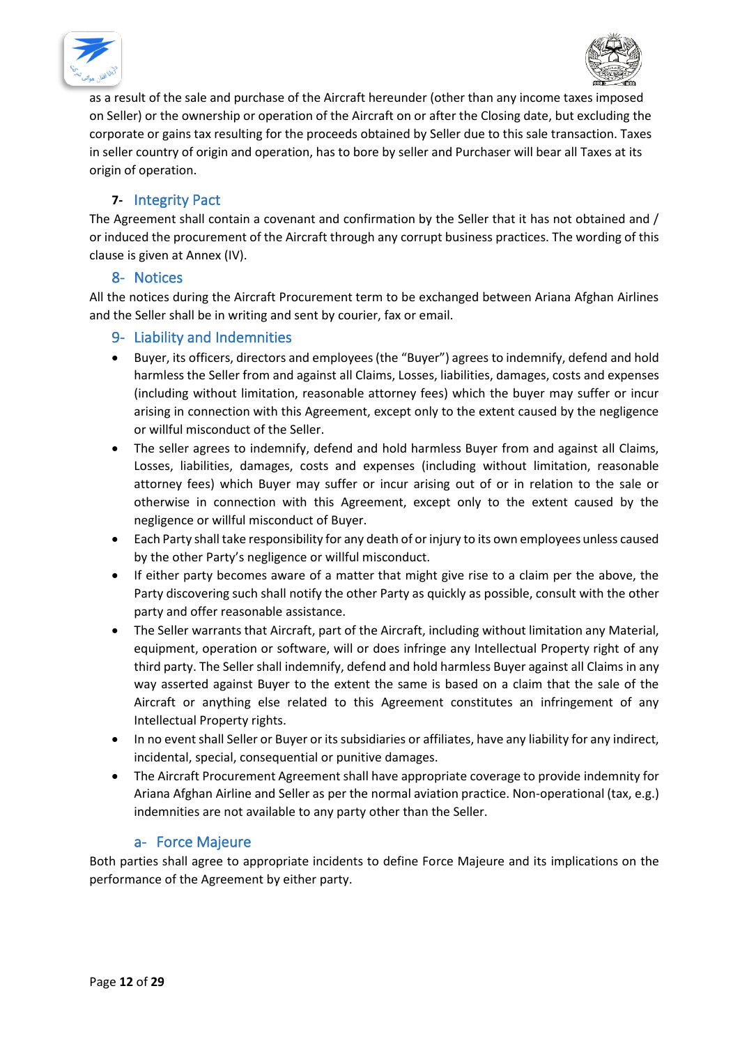as a result of the sale and purchase of the Aircraft hereunder (other than any income taxes imposed on Seller) or the ownership or operation of the Aircraft on or after the Closing date, but excluding the corporate or gains tax resulting for the proceeds obtained by Seller due to this sale transaction. Taxes in seller country of origin and operation, has to bore by seller and Purchaser will bear all Taxes at its origin of operation.

## 7- Integrity Pact

The Agreement shall contain a covenant and confirmation by the Seller that it has not obtained and / or induced the procurement of the Aircraft through any corrupt business practices. The wording of this clause is given at Annex (IV).

## 8- Notices

All the notices during the Aircraft Procurement term to be exchanged between Ariana Afghan Airlines and the Seller shall be in writing and sent by courier, fax or email.

## 9- Liability and Indemnities

- Buyer, its officers, directors and employees (the "Buyer") agrees to indemnify, defend and hold harmless the Seller from and against all Claims, Losses, liabilities, damages, costs and expenses (including without limitation, reasonable attorney fees) which the buyer may suffer or incur arising in connection with this Agreement, except only to the extent caused by the negligence or willful misconduct of the Seller.
- The seller agrees to indemnify, defend and hold harmless Buyer from and against all Claims, Losses, liabilities, damages, costs and expenses (including without limitation, reasonable attorney fees) which Buyer may suffer or incur arising out of or in relation to the sale or otherwise in connection with this Agreement, except only to the extent caused by the negligence or willful misconduct of Buyer.
- Each Party shall take responsibility for any death of or injury to its own employees unless caused by the other Party's negligence or willful misconduct.
- If either party becomes aware of a matter that might give rise to a claim per the above, the Party discovering such shall notify the other Party as quickly as possible, consult with the other party and offer reasonable assistance.
- The Seller warrants that Aircraft, part of the Aircraft, including without limitation any Material, equipment, operation or software, will or does infringe any Intellectual Property right of any third party. The Seller shall indemnify, defend and hold harmless Buyer against all Claims in any way asserted against Buyer to the extent the same is based on a claim that the sale of the Aircraft or anything else related to this Agreement constitutes an infringement of any Intellectual Property rights.
- In no event shall Seller or Buyer or its subsidiaries or affiliates, have any liability for any indirect, incidental, special, consequential or punitive damages.
- The Aircraft Procurement Agreement shall have appropriate coverage to provide indemnity for Ariana Afghan Airline and Seller as per the normal aviation practice. Non-operational (tax, e.g.) indemnities are not available to any party other than the Seller.

### a- Force Majeure

Both parties shall agree to appropriate incidents to define Force Majeure and its implications on the performance of the Agreement by either party.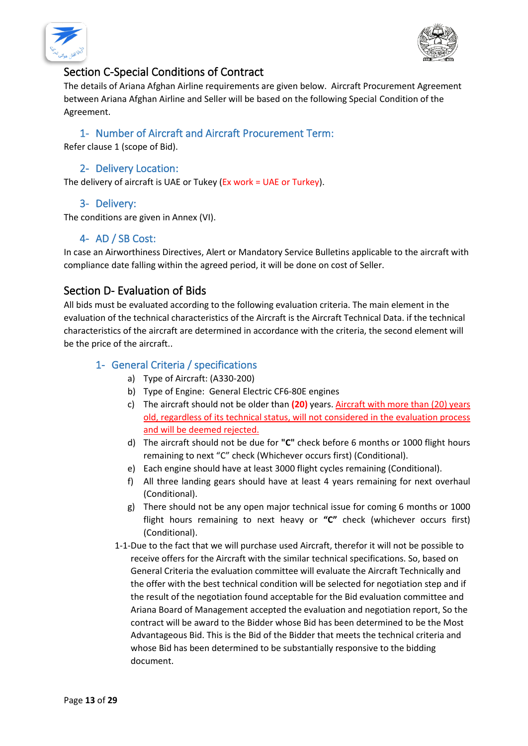## Section C-Special Conditions of Contract

The details of Ariana Afghan Airline requirements are given below. Aircraft Procurement Agreement between Ariana Afghan Airline and Seller will be based on the following Special Condition of the Agreement.

### 1- Number of Aircraft and Aircraft Procurement Term:

Refer clause 1 (scope of Bid).

### 2- Delivery Location:

The delivery of aircraft is UAE or Tukey (Ex work = UAE or Turkey).

### 3- Delivery:

The conditions are given in Annex (VI).

### 4- AD / SB Cost:

In case an Airworthiness Directives, Alert or Mandatory Service Bulletins applicable to the aircraft with compliance date falling within the agreed period, it will be done on cost of Seller.

## Section D- Evaluation of Bids

All bids must be evaluated according to the following evaluation criteria. The main element in the evaluation of the technical characteristics of the Aircraft is the Aircraft Technical Data. if the technical characteristics of the aircraft are determined in accordance with the criteria, the second element will be the price of the aircraft..

### 1- General Criteria / specifications

a) Type of Aircraft: (A330-200)

b) Type of Engine: General Electric CF6-80E engines

c) The aircraft should not be older than **(20)** years. Aircraft with more than (20) years old, regardless of its technical status, will not considered in the evaluation process and will be deemed rejected.

d) The aircraft should not be due for **"C"** check before 6 months or 1000 flight hours remaining to next "C" check (Whichever occurs first) (Conditional).

e) Each engine should have at least 3000 flight cycles remaining (Conditional).

f) All three landing gears should have at least 4 years remaining for next overhaul (Conditional).

g) There should not be any open major technical issue for coming 6 months or 1000 flight hours remaining to next heavy or **"C"** check (whichever occurs first) (Conditional).

1-1-Due to the fact that we will purchase used Aircraft, therefor it will not be possible to receive offers for the Aircraft with the similar technical specifications. So, based on General Criteria the evaluation committee will evaluate the Aircraft Technically and the offer with the best technical condition will be selected for negotiation step and if the result of the negotiation found acceptable for the Bid evaluation committee and Ariana Board of Management accepted the evaluation and negotiation report, So the contract will be award to the Bidder whose Bid has been determined to be the Most Advantageous Bid. This is the Bid of the Bidder that meets the technical criteria and whose Bid has been determined to be substantially responsive to the bidding document.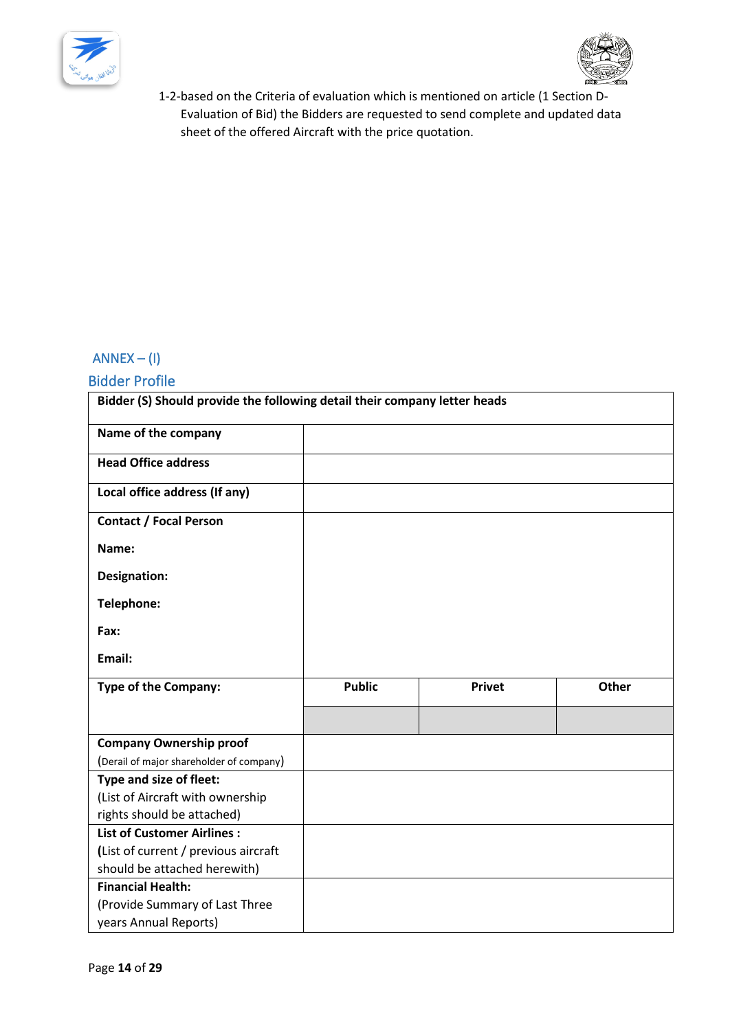1-2-based on the Criteria of evaluation which is mentioned on article (1 Section D-Evaluation of Bid) the Bidders are requested to send complete and updated data sheet of the offered Aircraft with the price quotation.

## ANNEX – (I)

## Bidder Profile

| **Bidder (S) Should provide the following detail their company letter heads** | | | |
|---|---|---|---|
| **Name of the company** | | | |
| **Head Office address** | | | |
| **Local office address (If any)** | | | |
| **Contact / Focal Person**<br>**Name:**<br>**Designation:**<br>**Telephone:**<br>**Fax:**<br>**Email:** | | | |
| **Type of the Company:** | **Public** | **Privet** | **Other** |
| | | | |
| **Company Ownership proof**<br>(Derail of major shareholder of company) | | | |
| **Type and size of fleet:**<br>(List of Aircraft with ownership rights should be attached) | | | |
| **List of Customer Airlines :**<br>(List of current / previous aircraft should be attached herewith) | | | |
| **Financial Health:**<br>(Provide Summary of Last Three years Annual Reports) | | | |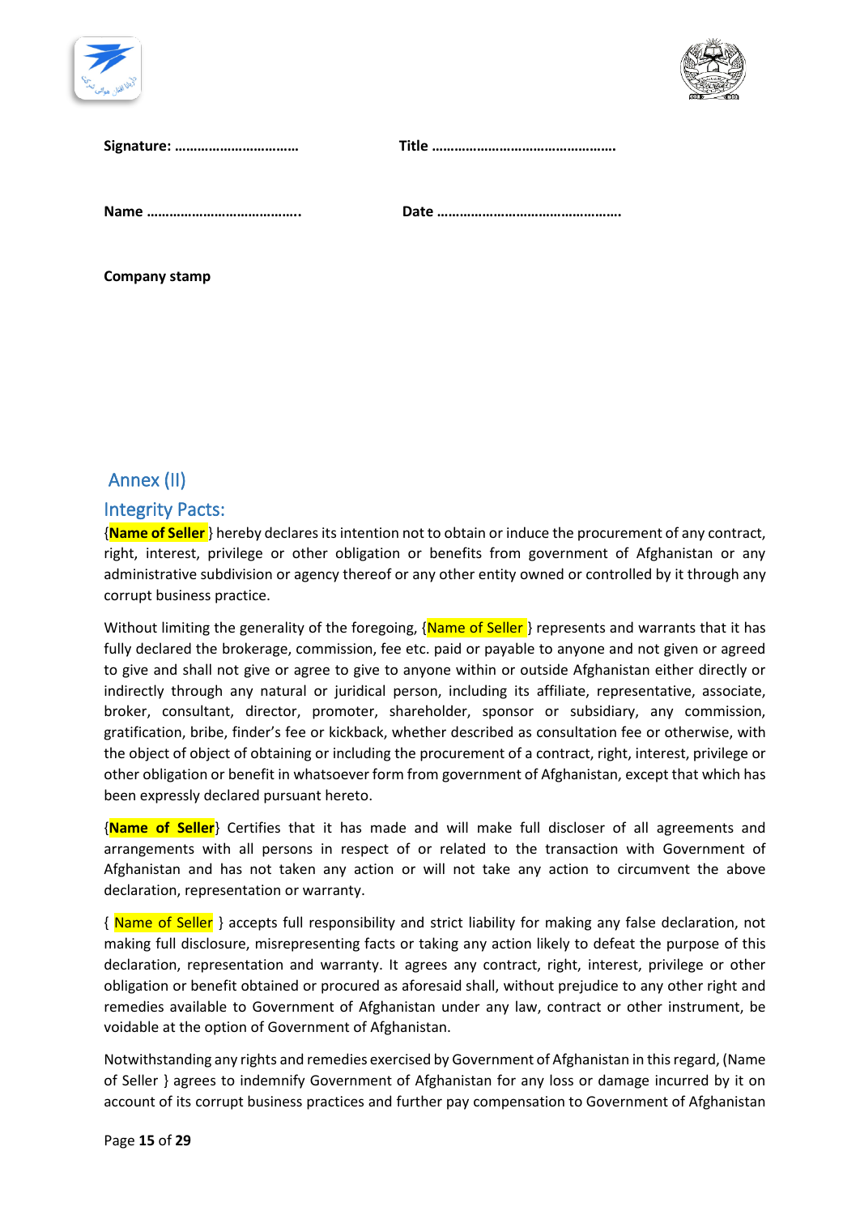**Signature: ……………………………** **Title …………………………………………**

**Name ………………………………….** **Date …………………………………………**

**Company stamp**

## Annex (II)

## Integrity Pacts:

{**Name of Seller** } hereby declares its intention not to obtain or induce the procurement of any contract, right, interest, privilege or other obligation or benefits from government of Afghanistan or any administrative subdivision or agency thereof or any other entity owned or controlled by it through any corrupt business practice.

Without limiting the generality of the foregoing, {Name of Seller } represents and warrants that it has fully declared the brokerage, commission, fee etc. paid or payable to anyone and not given or agreed to give and shall not give or agree to give to anyone within or outside Afghanistan either directly or indirectly through any natural or juridical person, including its affiliate, representative, associate, broker, consultant, director, promoter, shareholder, sponsor or subsidiary, any commission, gratification, bribe, finder's fee or kickback, whether described as consultation fee or otherwise, with the object of object of obtaining or including the procurement of a contract, right, interest, privilege or other obligation or benefit in whatsoever form from government of Afghanistan, except that which has been expressly declared pursuant hereto.

{**Name of Seller**} Certifies that it has made and will make full discloser of all agreements and arrangements with all persons in respect of or related to the transaction with Government of Afghanistan and has not taken any action or will not take any action to circumvent the above declaration, representation or warranty.

{ Name of Seller } accepts full responsibility and strict liability for making any false declaration, not making full disclosure, misrepresenting facts or taking any action likely to defeat the purpose of this declaration, representation and warranty. It agrees any contract, right, interest, privilege or other obligation or benefit obtained or procured as aforesaid shall, without prejudice to any other right and remedies available to Government of Afghanistan under any law, contract or other instrument, be voidable at the option of Government of Afghanistan.

Notwithstanding any rights and remedies exercised by Government of Afghanistan in this regard, (Name of Seller } agrees to indemnify Government of Afghanistan for any loss or damage incurred by it on account of its corrupt business practices and further pay compensation to Government of Afghanistan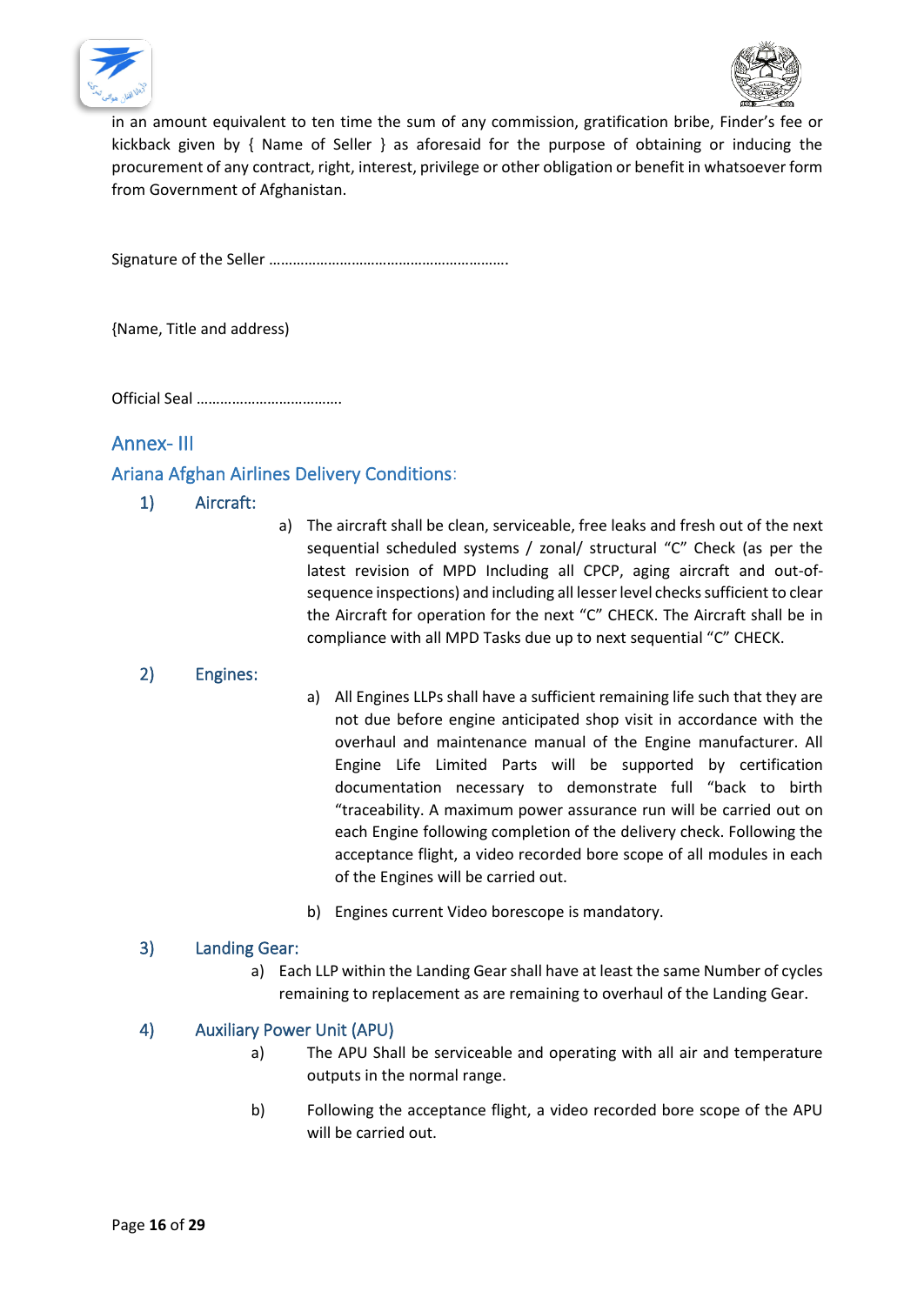in an amount equivalent to ten time the sum of any commission, gratification bribe, Finder's fee or kickback given by { Name of Seller } as aforesaid for the purpose of obtaining or inducing the procurement of any contract, right, interest, privilege or other obligation or benefit in whatsoever form from Government of Afghanistan.

Signature of the Seller …………………………………………………….

{Name, Title and address)

Official Seal ……………………………….

## Annex- III

### Ariana Afghan Airlines Delivery Conditions:

#### 1) Aircraft:

a) The aircraft shall be clean, serviceable, free leaks and fresh out of the next sequential scheduled systems / zonal/ structural "C" Check (as per the latest revision of MPD Including all CPCP, aging aircraft and out-of-sequence inspections) and including all lesser level checks sufficient to clear the Aircraft for operation for the next "C" CHECK. The Aircraft shall be in compliance with all MPD Tasks due up to next sequential "C" CHECK.

#### 2) Engines:

a) All Engines LLPs shall have a sufficient remaining life such that they are not due before engine anticipated shop visit in accordance with the overhaul and maintenance manual of the Engine manufacturer. All Engine Life Limited Parts will be supported by certification documentation necessary to demonstrate full "back to birth "traceability. A maximum power assurance run will be carried out on each Engine following completion of the delivery check. Following the acceptance flight, a video recorded bore scope of all modules in each of the Engines will be carried out.

b) Engines current Video borescope is mandatory.

#### 3) Landing Gear:

a) Each LLP within the Landing Gear shall have at least the same Number of cycles remaining to replacement as are remaining to overhaul of the Landing Gear.

#### 4) Auxiliary Power Unit (APU)

a) The APU Shall be serviceable and operating with all air and temperature outputs in the normal range.

b) Following the acceptance flight, a video recorded bore scope of the APU will be carried out.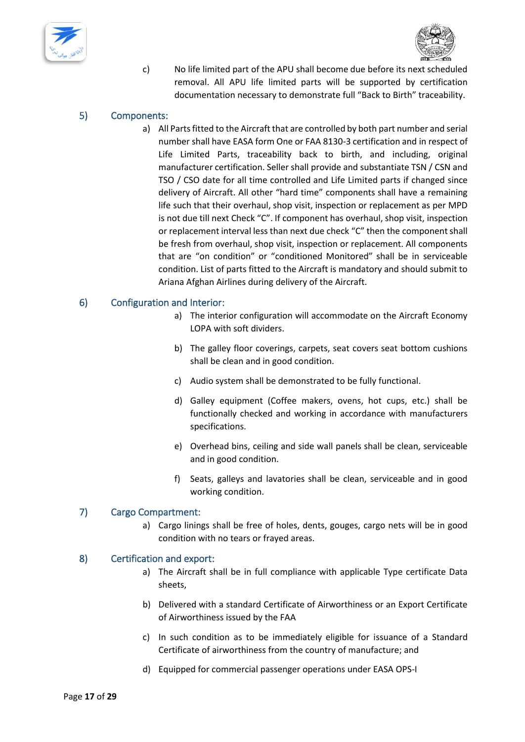c) No life limited part of the APU shall become due before its next scheduled removal. All APU life limited parts will be supported by certification documentation necessary to demonstrate full "Back to Birth" traceability.

## 5) Components:

a) All Parts fitted to the Aircraft that are controlled by both part number and serial number shall have EASA form One or FAA 8130-3 certification and in respect of Life Limited Parts, traceability back to birth, and including, original manufacturer certification. Seller shall provide and substantiate TSN / CSN and TSO / CSO date for all time controlled and Life Limited parts if changed since delivery of Aircraft. All other "hard time" components shall have a remaining life such that their overhaul, shop visit, inspection or replacement as per MPD is not due till next Check "C". If component has overhaul, shop visit, inspection or replacement interval less than next due check "C" then the component shall be fresh from overhaul, shop visit, inspection or replacement. All components that are "on condition" or "conditioned Monitored" shall be in serviceable condition. List of parts fitted to the Aircraft is mandatory and should submit to Ariana Afghan Airlines during delivery of the Aircraft.

## 6) Configuration and Interior:

a) The interior configuration will accommodate on the Aircraft Economy LOPA with soft dividers.

b) The galley floor coverings, carpets, seat covers seat bottom cushions shall be clean and in good condition.

c) Audio system shall be demonstrated to be fully functional.

d) Galley equipment (Coffee makers, ovens, hot cups, etc.) shall be functionally checked and working in accordance with manufacturers specifications.

e) Overhead bins, ceiling and side wall panels shall be clean, serviceable and in good condition.

f) Seats, galleys and lavatories shall be clean, serviceable and in good working condition.

## 7) Cargo Compartment:

a) Cargo linings shall be free of holes, dents, gouges, cargo nets will be in good condition with no tears or frayed areas.

## 8) Certification and export:

a) The Aircraft shall be in full compliance with applicable Type certificate Data sheets,

b) Delivered with a standard Certificate of Airworthiness or an Export Certificate of Airworthiness issued by the FAA

c) In such condition as to be immediately eligible for issuance of a Standard Certificate of airworthiness from the country of manufacture; and

d) Equipped for commercial passenger operations under EASA OPS-I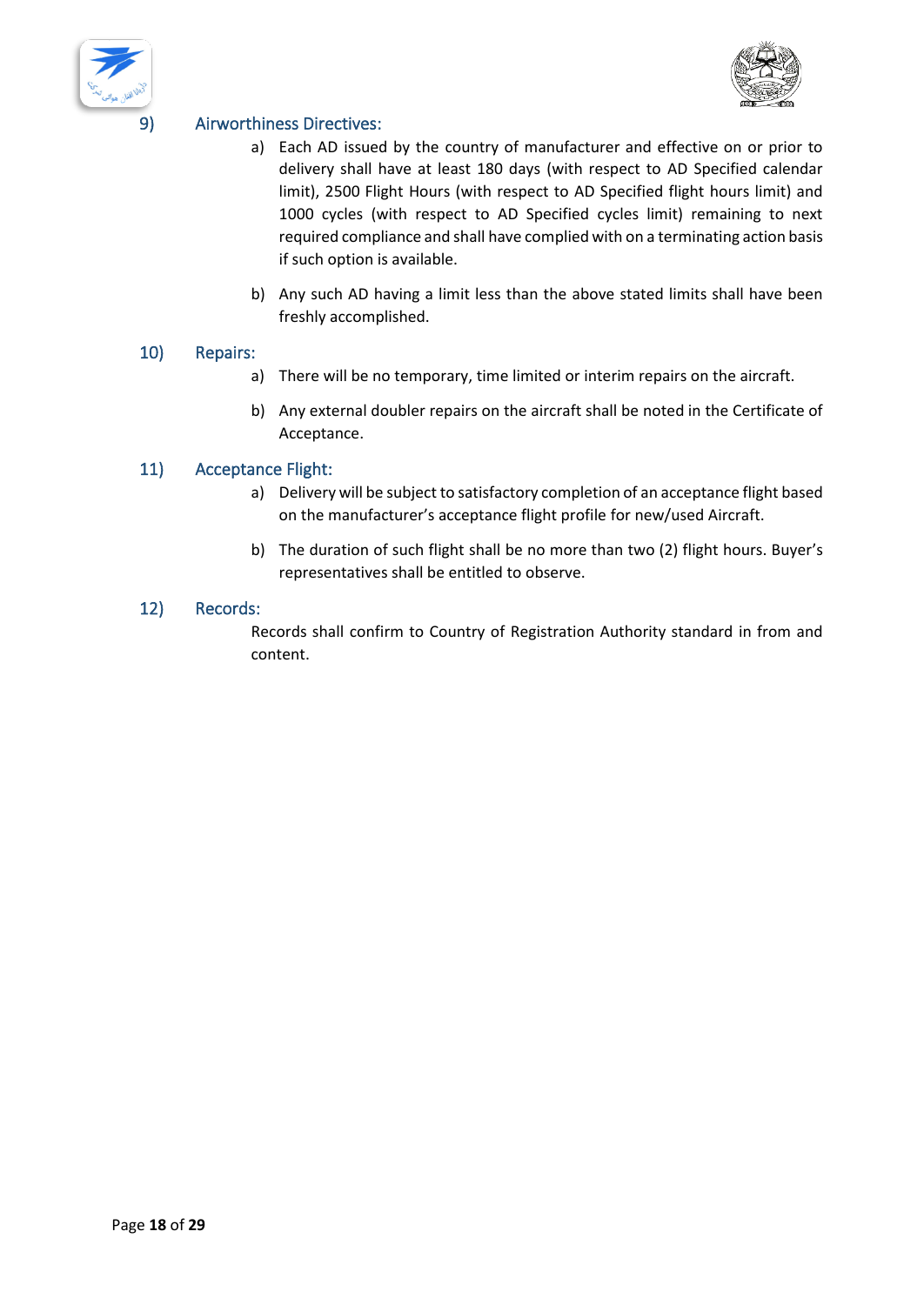9) Airworthiness Directives:

a) Each AD issued by the country of manufacturer and effective on or prior to delivery shall have at least 180 days (with respect to AD Specified calendar limit), 2500 Flight Hours (with respect to AD Specified flight hours limit) and 1000 cycles (with respect to AD Specified cycles limit) remaining to next required compliance and shall have complied with on a terminating action basis if such option is available.

b) Any such AD having a limit less than the above stated limits shall have been freshly accomplished.

10) Repairs:

a) There will be no temporary, time limited or interim repairs on the aircraft.

b) Any external doubler repairs on the aircraft shall be noted in the Certificate of Acceptance.

11) Acceptance Flight:

a) Delivery will be subject to satisfactory completion of an acceptance flight based on the manufacturer's acceptance flight profile for new/used Aircraft.

b) The duration of such flight shall be no more than two (2) flight hours. Buyer's representatives shall be entitled to observe.

12) Records:

Records shall confirm to Country of Registration Authority standard in from and content.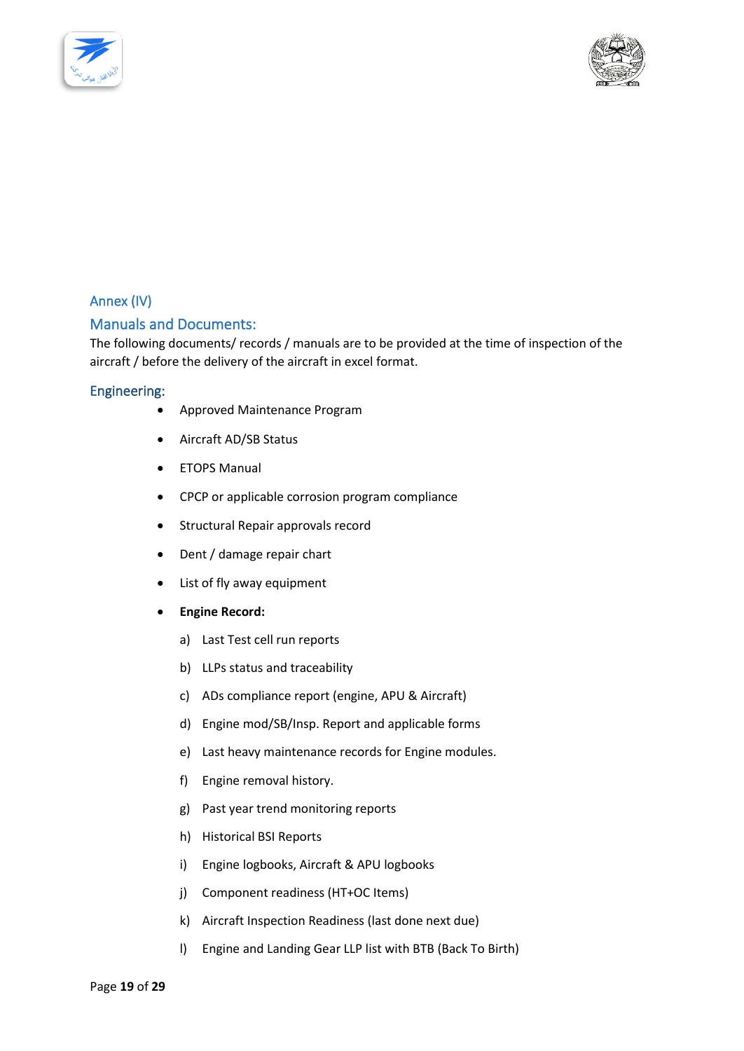## Annex (IV)

## Manuals and Documents:

The following documents/ records / manuals are to be provided at the time of inspection of the aircraft / before the delivery of the aircraft in excel format.

### Engineering:

- Approved Maintenance Program
- Aircraft AD/SB Status
- ETOPS Manual
- CPCP or applicable corrosion program compliance
- Structural Repair approvals record
- Dent / damage repair chart
- List of fly away equipment
- **Engine Record:**
  - a) Last Test cell run reports
  - b) LLPs status and traceability
  - c) ADs compliance report (engine, APU & Aircraft)
  - d) Engine mod/SB/Insp. Report and applicable forms
  - e) Last heavy maintenance records for Engine modules.
  - f) Engine removal history.
  - g) Past year trend monitoring reports
  - h) Historical BSI Reports
  - i) Engine logbooks, Aircraft & APU logbooks
  - j) Component readiness (HT+OC Items)
  - k) Aircraft Inspection Readiness (last done next due)
  - l) Engine and Landing Gear LLP list with BTB (Back To Birth)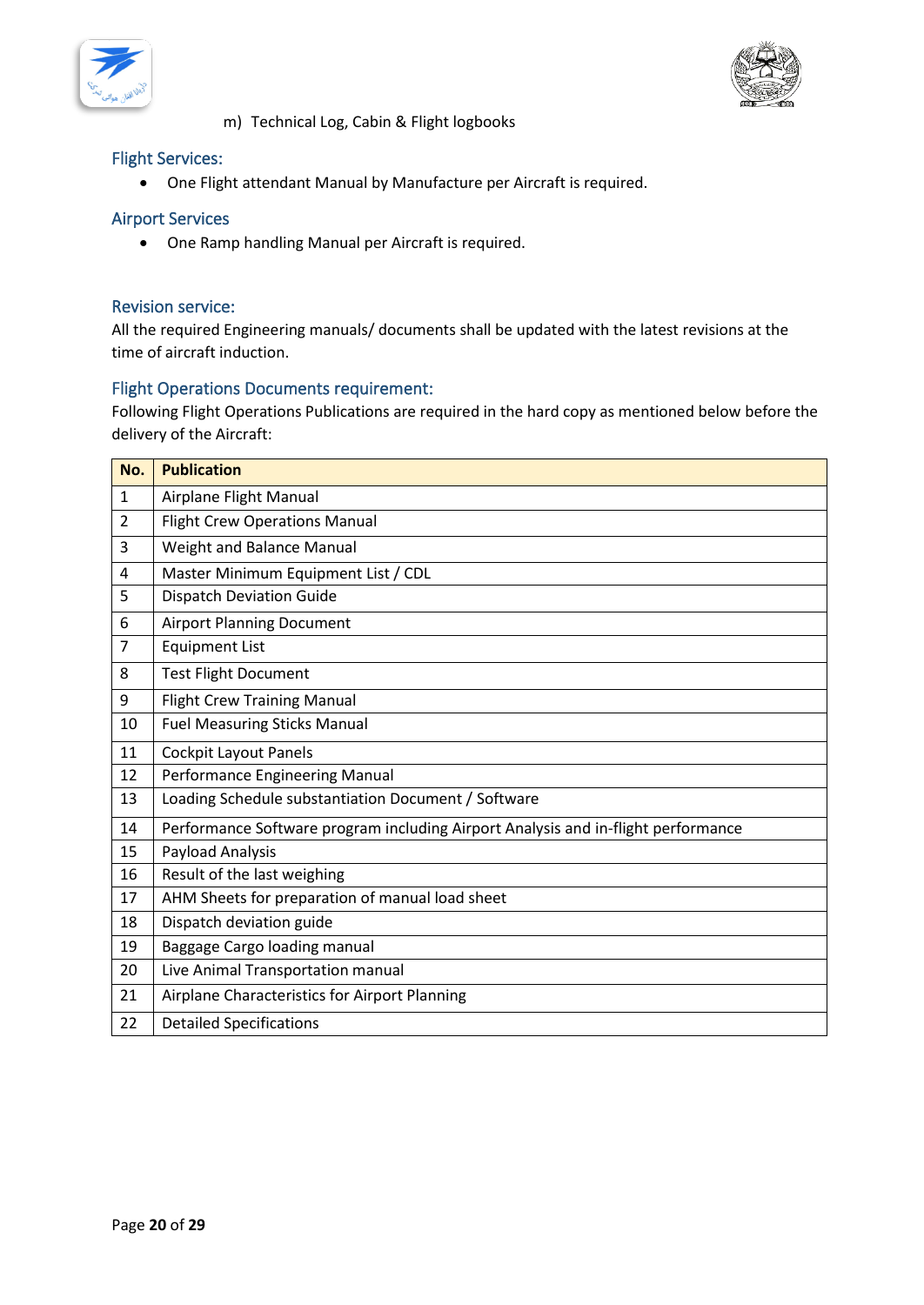m) Technical Log, Cabin & Flight logbooks

## Flight Services:

- One Flight attendant Manual by Manufacture per Aircraft is required.

## Airport Services

- One Ramp handling Manual per Aircraft is required.

## Revision service:

All the required Engineering manuals/ documents shall be updated with the latest revisions at the time of aircraft induction.

## Flight Operations Documents requirement:

Following Flight Operations Publications are required in the hard copy as mentioned below before the delivery of the Aircraft:

| No. | Publication |
|---|---|
| 1 | Airplane Flight Manual |
| 2 | Flight Crew Operations Manual |
| 3 | Weight and Balance Manual |
| 4 | Master Minimum Equipment List / CDL |
| 5 | Dispatch Deviation Guide |
| 6 | Airport Planning Document |
| 7 | Equipment List |
| 8 | Test Flight Document |
| 9 | Flight Crew Training Manual |
| 10 | Fuel Measuring Sticks Manual |
| 11 | Cockpit Layout Panels |
| 12 | Performance Engineering Manual |
| 13 | Loading Schedule substantiation Document / Software |
| 14 | Performance Software program including Airport Analysis and in-flight performance |
| 15 | Payload Analysis |
| 16 | Result of the last weighing |
| 17 | AHM Sheets for preparation of manual load sheet |
| 18 | Dispatch deviation guide |
| 19 | Baggage Cargo loading manual |
| 20 | Live Animal Transportation manual |
| 21 | Airplane Characteristics for Airport Planning |
| 22 | Detailed Specifications |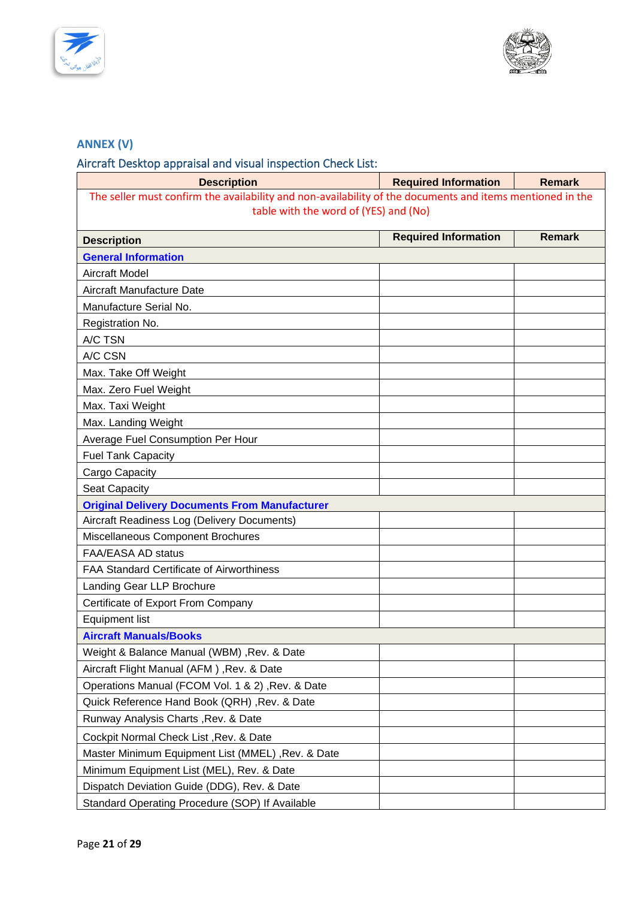## ANNEX (V)

### Aircraft Desktop appraisal and visual inspection Check List:

| Description | Required Information | Remark |
|---|---|---|
| The seller must confirm the availability and non-availability of the documents and items mentioned in the table with the word of (YES) and (No) | | |
| **Description** | **Required Information** | **Remark** |
| **General Information** | | |
| Aircraft Model | | |
| Aircraft Manufacture Date | | |
| Manufacture Serial No. | | |
| Registration No. | | |
| A/C TSN | | |
| A/C CSN | | |
| Max. Take Off Weight | | |
| Max. Zero Fuel Weight | | |
| Max. Taxi Weight | | |
| Max. Landing Weight | | |
| Average Fuel Consumption Per Hour | | |
| Fuel Tank Capacity | | |
| Cargo Capacity | | |
| Seat Capacity | | |
| **Original Delivery Documents From Manufacturer** | | |
| Aircraft Readiness Log (Delivery Documents) | | |
| Miscellaneous Component Brochures | | |
| FAA/EASA AD status | | |
| FAA Standard Certificate of Airworthiness | | |
| Landing Gear LLP Brochure | | |
| Certificate of Export From Company | | |
| Equipment list | | |
| **Aircraft Manuals/Books** | | |
| Weight & Balance Manual (WBM) ,Rev. & Date | | |
| Aircraft Flight Manual (AFM ) ,Rev. & Date | | |
| Operations Manual (FCOM Vol. 1 & 2) ,Rev. & Date | | |
| Quick Reference Hand Book (QRH) ,Rev. & Date | | |
| Runway Analysis Charts ,Rev. & Date | | |
| Cockpit Normal Check List ,Rev. & Date | | |
| Master Minimum Equipment List (MMEL) ,Rev. & Date | | |
| Minimum Equipment List (MEL), Rev. & Date | | |
| Dispatch Deviation Guide (DDG), Rev. & Date | | |
| Standard Operating Procedure (SOP) If Available | | |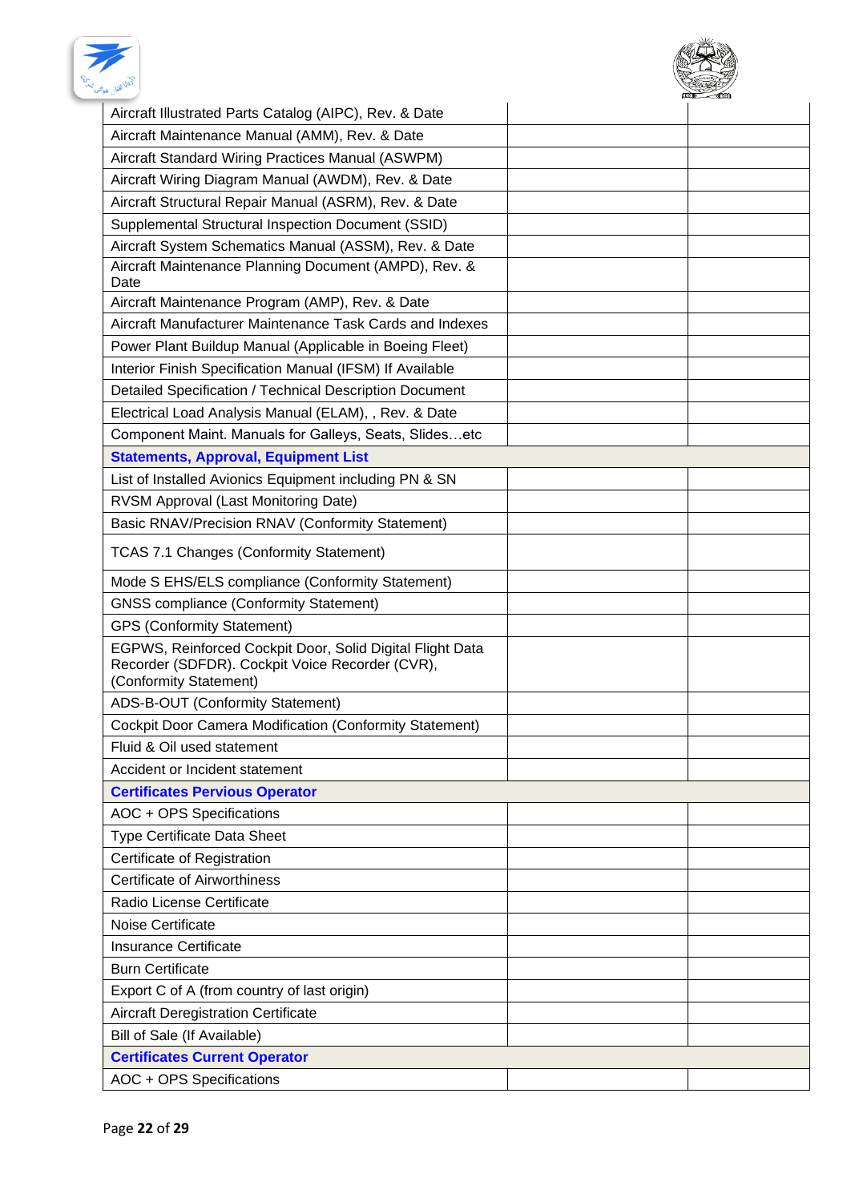| | | |
|---|---|---|
| Aircraft Illustrated Parts Catalog (AIPC), Rev. & Date | | |
| Aircraft Maintenance Manual (AMM), Rev. & Date | | |
| Aircraft Standard Wiring Practices Manual (ASWPM) | | |
| Aircraft Wiring Diagram Manual (AWDM), Rev. & Date | | |
| Aircraft Structural Repair Manual (ASRM), Rev. & Date | | |
| Supplemental Structural Inspection Document (SSID) | | |
| Aircraft System Schematics Manual (ASSM), Rev. & Date | | |
| Aircraft Maintenance Planning Document (AMPD), Rev. & Date | | |
| Aircraft Maintenance Program (AMP), Rev. & Date | | |
| Aircraft Manufacturer Maintenance Task Cards and Indexes | | |
| Power Plant Buildup Manual (Applicable in Boeing Fleet) | | |
| Interior Finish Specification Manual (IFSM) If Available | | |
| Detailed Specification / Technical Description Document | | |
| Electrical Load Analysis Manual (ELAM), , Rev. & Date | | |
| Component Maint. Manuals for Galleys, Seats, Slides…etc | | |
| **Statements, Approval, Equipment List** | | |
| List of Installed Avionics Equipment including PN & SN | | |
| RVSM Approval (Last Monitoring Date) | | |
| Basic RNAV/Precision RNAV (Conformity Statement) | | |
| TCAS 7.1 Changes (Conformity Statement) | | |
| Mode S EHS/ELS compliance (Conformity Statement) | | |
| GNSS compliance (Conformity Statement) | | |
| GPS (Conformity Statement) | | |
| EGPWS, Reinforced Cockpit Door, Solid Digital Flight Data Recorder (SDFDR). Cockpit Voice Recorder (CVR), (Conformity Statement) | | |
| ADS-B-OUT (Conformity Statement) | | |
| Cockpit Door Camera Modification (Conformity Statement) | | |
| Fluid & Oil used statement | | |
| Accident or Incident statement | | |
| **Certificates Pervious Operator** | | |
| AOC + OPS Specifications | | |
| Type Certificate Data Sheet | | |
| Certificate of Registration | | |
| Certificate of Airworthiness | | |
| Radio License Certificate | | |
| Noise Certificate | | |
| Insurance Certificate | | |
| Burn Certificate | | |
| Export C of A (from country of last origin) | | |
| Aircraft Deregistration Certificate | | |
| Bill of Sale (If Available) | | |
| **Certificates Current Operator** | | |
| AOC + OPS Specifications | | |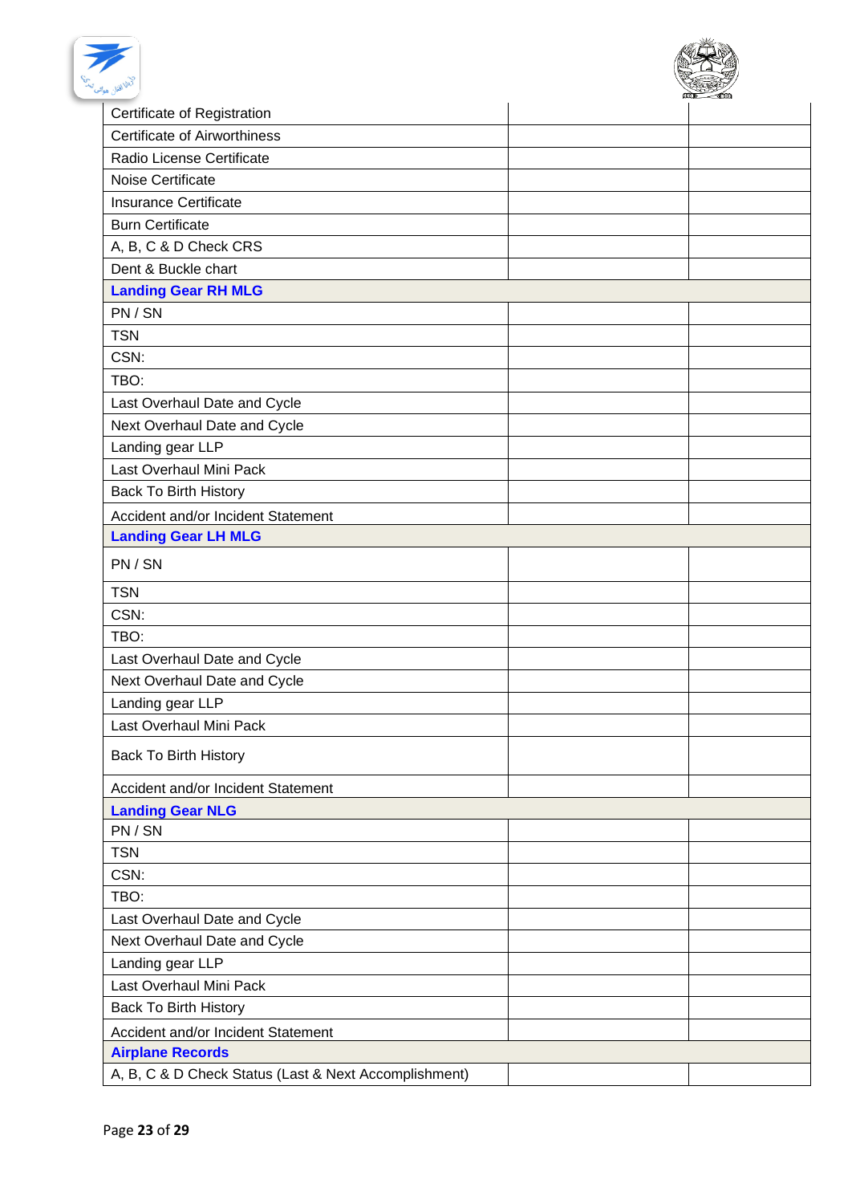| | | |
|---|---|---|
| Certificate of Registration | | |
| Certificate of Airworthiness | | |
| Radio License Certificate | | |
| Noise Certificate | | |
| Insurance Certificate | | |
| Burn Certificate | | |
| A, B, C & D Check CRS | | |
| Dent & Buckle chart | | |
| **Landing Gear RH MLG** | | |
| PN / SN | | |
| TSN | | |
| CSN: | | |
| TBO: | | |
| Last Overhaul Date and Cycle | | |
| Next Overhaul Date and Cycle | | |
| Landing gear LLP | | |
| Last Overhaul Mini Pack | | |
| Back To Birth History | | |
| Accident and/or Incident Statement | | |
| **Landing Gear LH MLG** | | |
| PN / SN | | |
| TSN | | |
| CSN: | | |
| TBO: | | |
| Last Overhaul Date and Cycle | | |
| Next Overhaul Date and Cycle | | |
| Landing gear LLP | | |
| Last Overhaul Mini Pack | | |
| Back To Birth History | | |
| Accident and/or Incident Statement | | |
| **Landing Gear NLG** | | |
| PN / SN | | |
| TSN | | |
| CSN: | | |
| TBO: | | |
| Last Overhaul Date and Cycle | | |
| Next Overhaul Date and Cycle | | |
| Landing gear LLP | | |
| Last Overhaul Mini Pack | | |
| Back To Birth History | | |
| Accident and/or Incident Statement | | |
| **Airplane Records** | | |
| A, B, C & D Check Status (Last & Next Accomplishment) | | |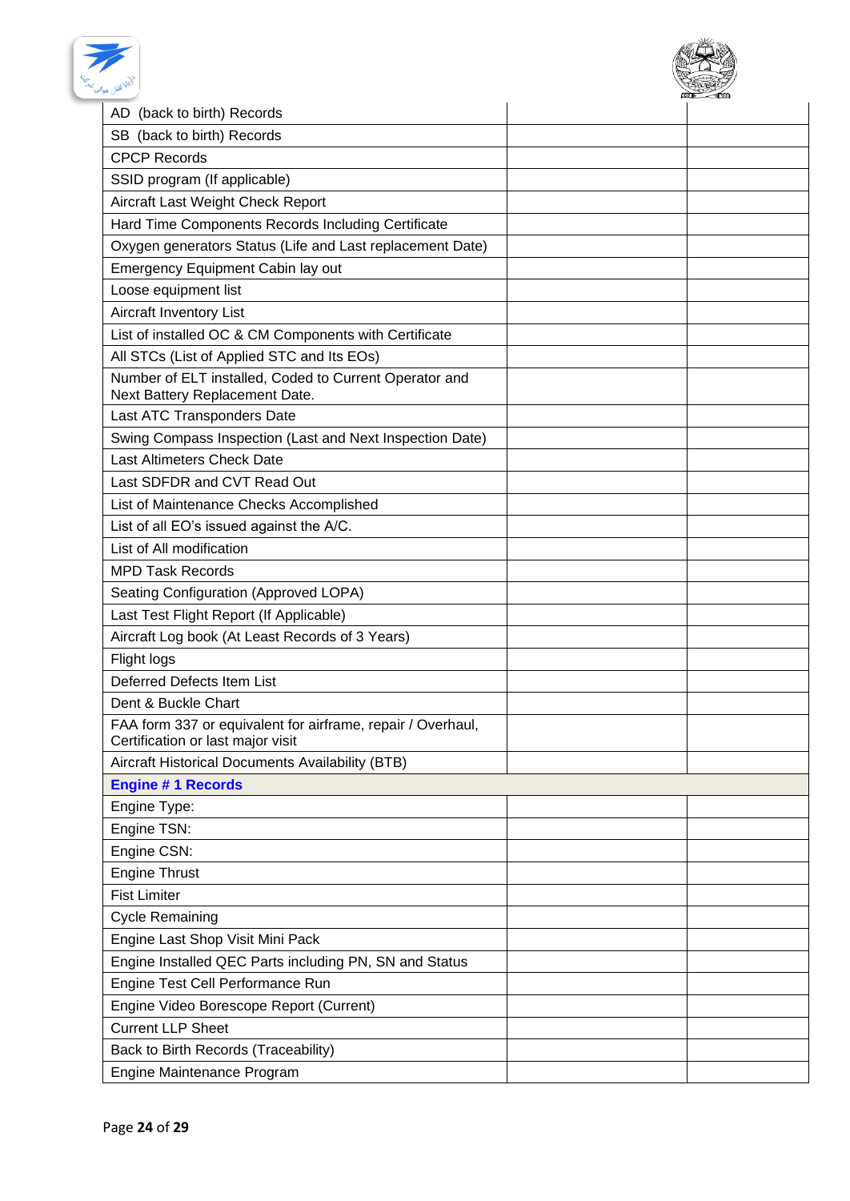| | | |
|---|---|---|
| AD (back to birth) Records | | |
| SB (back to birth) Records | | |
| CPCP Records | | |
| SSID program (If applicable) | | |
| Aircraft Last Weight Check Report | | |
| Hard Time Components Records Including Certificate | | |
| Oxygen generators Status (Life and Last replacement Date) | | |
| Emergency Equipment Cabin lay out | | |
| Loose equipment list | | |
| Aircraft Inventory List | | |
| List of installed OC & CM Components with Certificate | | |
| All STCs (List of Applied STC and Its EOs) | | |
| Number of ELT installed, Coded to Current Operator and Next Battery Replacement Date. | | |
| Last ATC Transponders Date | | |
| Swing Compass Inspection (Last and Next Inspection Date) | | |
| Last Altimeters Check Date | | |
| Last SDFDR and CVT Read Out | | |
| List of Maintenance Checks Accomplished | | |
| List of all EO's issued against the A/C. | | |
| List of All modification | | |
| MPD Task Records | | |
| Seating Configuration (Approved LOPA) | | |
| Last Test Flight Report (If Applicable) | | |
| Aircraft Log book (At Least Records of 3 Years) | | |
| Flight logs | | |
| Deferred Defects Item List | | |
| Dent & Buckle Chart | | |
| FAA form 337 or equivalent for airframe, repair / Overhaul, Certification or last major visit | | |
| Aircraft Historical Documents Availability (BTB) | | |
| **Engine # 1 Records** | | |
| Engine Type: | | |
| Engine TSN: | | |
| Engine CSN: | | |
| Engine Thrust | | |
| Fist Limiter | | |
| Cycle Remaining | | |
| Engine Last Shop Visit Mini Pack | | |
| Engine Installed QEC Parts including PN, SN and Status | | |
| Engine Test Cell Performance Run | | |
| Engine Video Borescope Report (Current) | | |
| Current LLP Sheet | | |
| Back to Birth Records (Traceability) | | |
| Engine Maintenance Program | | |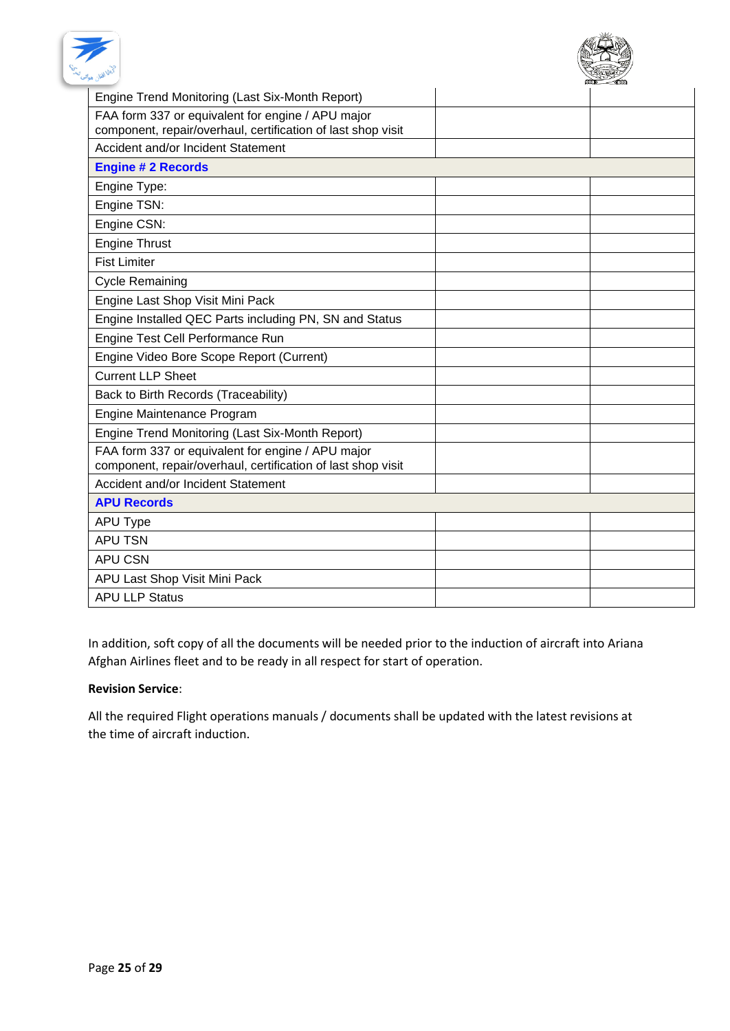| | | |
|---|---|---|
| Engine Trend Monitoring (Last Six-Month Report) | | |
| FAA form 337 or equivalent for engine / APU major component, repair/overhaul, certification of last shop visit | | |
| Accident and/or Incident Statement | | |
| **Engine # 2 Records** | | |
| Engine Type: | | |
| Engine TSN: | | |
| Engine CSN: | | |
| Engine Thrust | | |
| Fist Limiter | | |
| Cycle Remaining | | |
| Engine Last Shop Visit Mini Pack | | |
| Engine Installed QEC Parts including PN, SN and Status | | |
| Engine Test Cell Performance Run | | |
| Engine Video Bore Scope Report (Current) | | |
| Current LLP Sheet | | |
| Back to Birth Records (Traceability) | | |
| Engine Maintenance Program | | |
| Engine Trend Monitoring (Last Six-Month Report) | | |
| FAA form 337 or equivalent for engine / APU major component, repair/overhaul, certification of last shop visit | | |
| Accident and/or Incident Statement | | |
| **APU Records** | | |
| APU Type | | |
| APU TSN | | |
| APU CSN | | |
| APU Last Shop Visit Mini Pack | | |
| APU LLP Status | | |

In addition, soft copy of all the documents will be needed prior to the induction of aircraft into Ariana Afghan Airlines fleet and to be ready in all respect for start of operation.

**Revision Service**:

All the required Flight operations manuals / documents shall be updated with the latest revisions at the time of aircraft induction.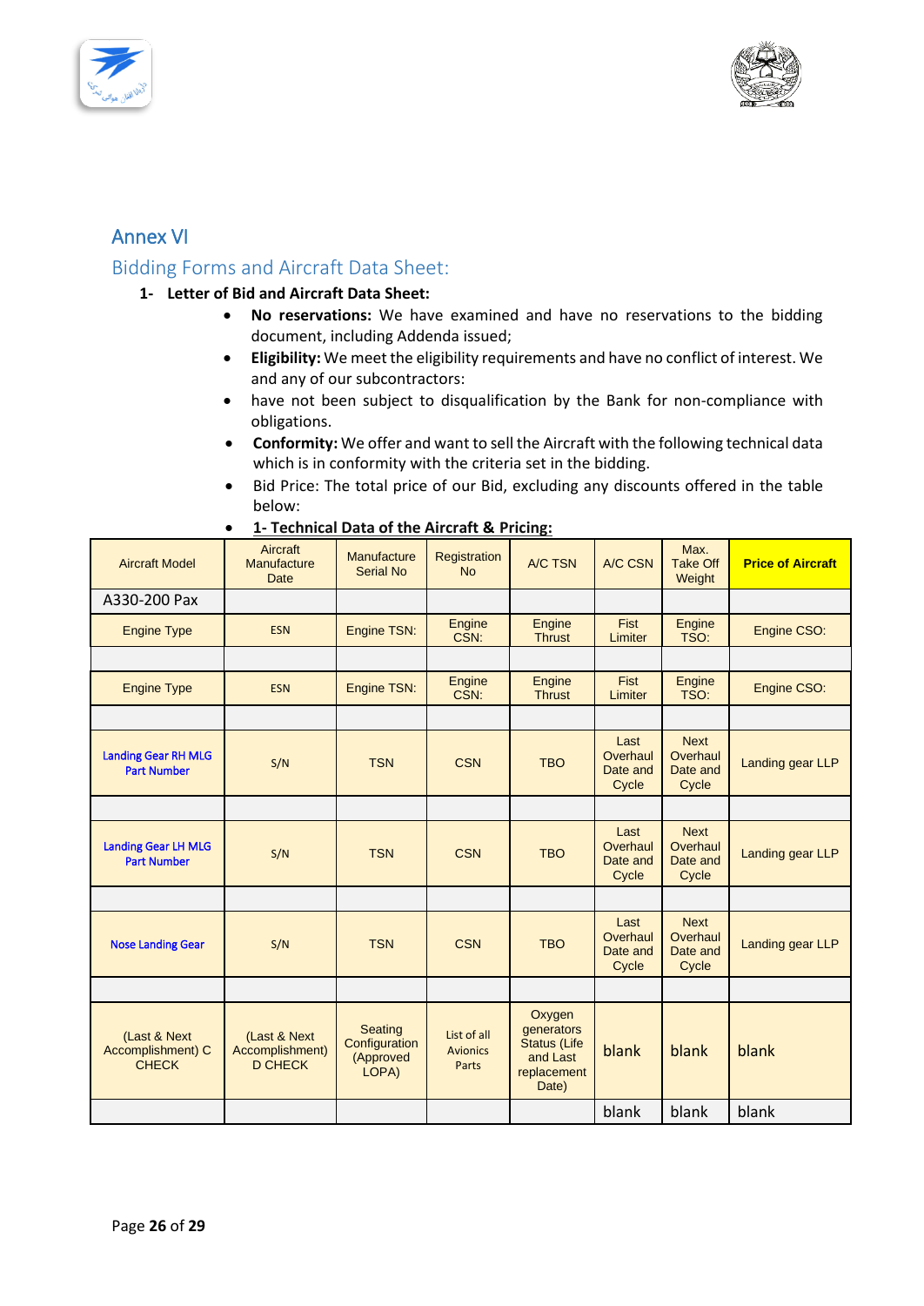# Annex VI

## Bidding Forms and Aircraft Data Sheet:

**1- Letter of Bid and Aircraft Data Sheet:**

- **No reservations:** We have examined and have no reservations to the bidding document, including Addenda issued;
- **Eligibility:** We meet the eligibility requirements and have no conflict of interest. We and any of our subcontractors:
- have not been subject to disqualification by the Bank for non-compliance with obligations.
- **Conformity:** We offer and want to sell the Aircraft with the following technical data which is in conformity with the criteria set in the bidding.
- Bid Price: The total price of our Bid, excluding any discounts offered in the table below:
- **1- Technical Data of the Aircraft & Pricing:**

| Aircraft Model | Aircraft Manufacture Date | Manufacture Serial No | Registration No | A/C TSN | A/C CSN | Max. Take Off Weight | **Price of Aircraft** |
|---|---|---|---|---|---|---|---|
| A330-200 Pax | | | | | | | |
| Engine Type | ESN | Engine TSN: | Engine CSN: | Engine Thrust | Fist Limiter | Engine TSO: | Engine CSO: |
| | | | | | | | |
| Engine Type | ESN | Engine TSN: | Engine CSN: | Engine Thrust | Fist Limiter | Engine TSO: | Engine CSO: |
| | | | | | | | |
| Landing Gear RH MLG Part Number | S/N | TSN | CSN | TBO | Last Overhaul Date and Cycle | Next Overhaul Date and Cycle | Landing gear LLP |
| | | | | | | | |
| Landing Gear LH MLG Part Number | S/N | TSN | CSN | TBO | Last Overhaul Date and Cycle | Next Overhaul Date and Cycle | Landing gear LLP |
| | | | | | | | |
| Nose Landing Gear | S/N | TSN | CSN | TBO | Last Overhaul Date and Cycle | Next Overhaul Date and Cycle | Landing gear LLP |
| | | | | | | | |
| (Last & Next Accomplishment) C CHECK | (Last & Next Accomplishment) D CHECK | Seating Configuration (Approved LOPA) | List of all Avionics Parts | Oxygen generators Status (Life and Last replacement Date) | blank | blank | blank |
| | | | | | blank | blank | blank |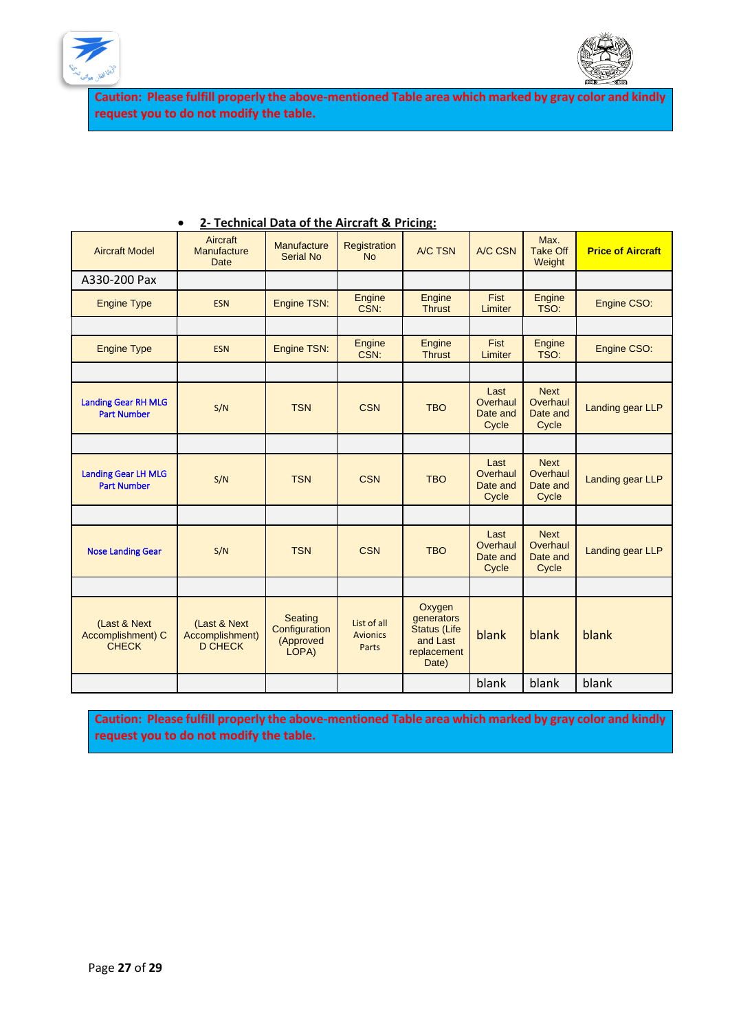**Caution: Please fulfill properly the above-mentioned Table area which marked by gray color and kindly request you to do not modify the table.**

- **2- Technical Data of the Aircraft & Pricing:**

| Aircraft Model | Aircraft Manufacture Date | Manufacture Serial No | Registration No | A/C TSN | A/C CSN | Max. Take Off Weight | **Price of Aircraft** |
|---|---|---|---|---|---|---|---|
| A330-200 Pax | | | | | | | |
| Engine Type | ESN | Engine TSN: | Engine CSN: | Engine Thrust | Fist Limiter | Engine TSO: | Engine CSO: |
| | | | | | | | |
| Engine Type | ESN | Engine TSN: | Engine CSN: | Engine Thrust | Fist Limiter | Engine TSO: | Engine CSO: |
| | | | | | | | |
| Landing Gear RH MLG Part Number | S/N | TSN | CSN | TBO | Last Overhaul Date and Cycle | Next Overhaul Date and Cycle | Landing gear LLP |
| | | | | | | | |
| Landing Gear LH MLG Part Number | S/N | TSN | CSN | TBO | Last Overhaul Date and Cycle | Next Overhaul Date and Cycle | Landing gear LLP |
| | | | | | | | |
| Nose Landing Gear | S/N | TSN | CSN | TBO | Last Overhaul Date and Cycle | Next Overhaul Date and Cycle | Landing gear LLP |
| | | | | | | | |
| (Last & Next Accomplishment) C CHECK | (Last & Next Accomplishment) D CHECK | Seating Configuration (Approved LOPA) | List of all Avionics Parts | Oxygen generators Status (Life and Last replacement Date) | blank | blank | blank |
| | | | | | blank | blank | blank |

**Caution: Please fulfill properly the above-mentioned Table area which marked by gray color and kindly request you to do not modify the table.**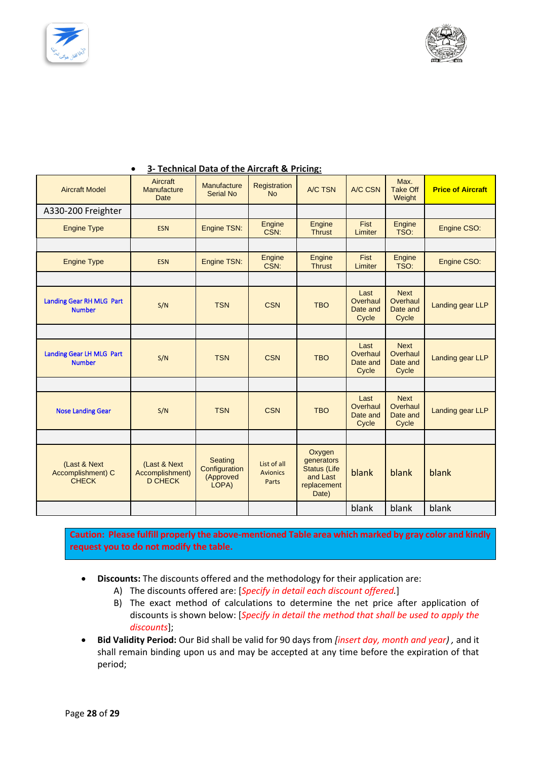- **3- Technical Data of the Aircraft & Pricing:**

| Aircraft Model | Aircraft Manufacture Date | Manufacture Serial No | Registration No | A/C TSN | A/C CSN | Max. Take Off Weight | **Price of Aircraft** |
|---|---|---|---|---|---|---|---|
| A330-200 Freighter | | | | | | | |
| Engine Type | ESN | Engine TSN: | Engine CSN: | Engine Thrust | Fist Limiter | Engine TSO: | Engine CSO: |
| | | | | | | | |
| Engine Type | ESN | Engine TSN: | Engine CSN: | Engine Thrust | Fist Limiter | Engine TSO: | Engine CSO: |
| | | | | | | | |
| Landing Gear RH MLG Part Number | S/N | TSN | CSN | TBO | Last Overhaul Date and Cycle | Next Overhaul Date and Cycle | Landing gear LLP |
| | | | | | | | |
| Landing Gear LH MLG Part Number | S/N | TSN | CSN | TBO | Last Overhaul Date and Cycle | Next Overhaul Date and Cycle | Landing gear LLP |
| | | | | | | | |
| Nose Landing Gear | S/N | TSN | CSN | TBO | Last Overhaul Date and Cycle | Next Overhaul Date and Cycle | Landing gear LLP |
| | | | | | | | |
| (Last & Next Accomplishment) C CHECK | (Last & Next Accomplishment) D CHECK | Seating Configuration (Approved LOPA) | List of all Avionics Parts | Oxygen generators Status (Life and Last replacement Date) | blank | blank | blank |
| | | | | | blank | blank | blank |

**Caution: Please fulfill properly the above-mentioned Table area which marked by gray color and kindly request you to do not modify the table.**

- **Discounts:** The discounts offered and the methodology for their application are:
  - A) The discounts offered are: [*Specify in detail each discount offered.*]
  - B) The exact method of calculations to determine the net price after application of discounts is shown below: [*Specify in detail the method that shall be used to apply the discounts*];
- **Bid Validity Period:** Our Bid shall be valid for 90 days from *[insert day, month and year)* , and it shall remain binding upon us and may be accepted at any time before the expiration of that period;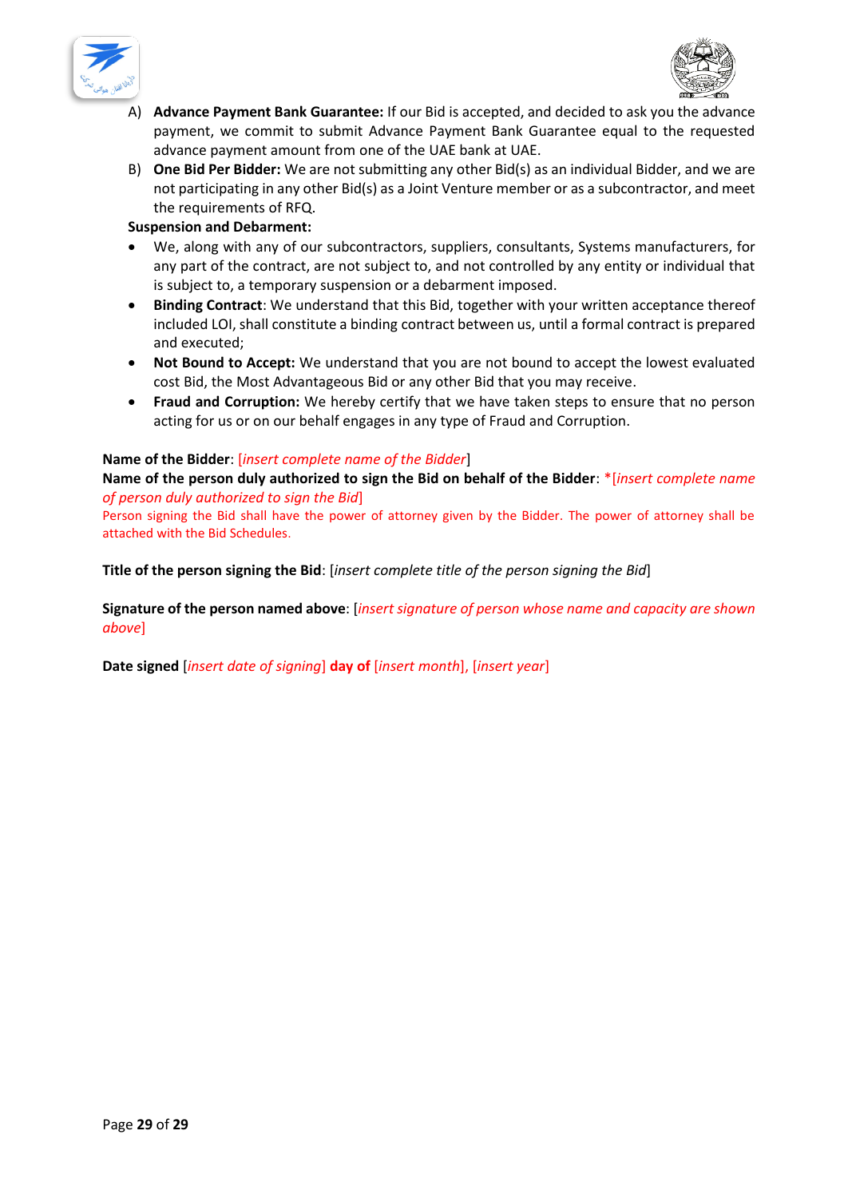A) **Advance Payment Bank Guarantee:** If our Bid is accepted, and decided to ask you the advance payment, we commit to submit Advance Payment Bank Guarantee equal to the requested advance payment amount from one of the UAE bank at UAE.

B) **One Bid Per Bidder:** We are not submitting any other Bid(s) as an individual Bidder, and we are not participating in any other Bid(s) as a Joint Venture member or as a subcontractor, and meet the requirements of RFQ.

**Suspension and Debarment:**

- We, along with any of our subcontractors, suppliers, consultants, Systems manufacturers, for any part of the contract, are not subject to, and not controlled by any entity or individual that is subject to, a temporary suspension or a debarment imposed.
- **Binding Contract**: We understand that this Bid, together with your written acceptance thereof included LOI, shall constitute a binding contract between us, until a formal contract is prepared and executed;
- **Not Bound to Accept:** We understand that you are not bound to accept the lowest evaluated cost Bid, the Most Advantageous Bid or any other Bid that you may receive.
- **Fraud and Corruption:** We hereby certify that we have taken steps to ensure that no person acting for us or on our behalf engages in any type of Fraud and Corruption.

**Name of the Bidder**: [*insert complete name of the Bidder*]

**Name of the person duly authorized to sign the Bid on behalf of the Bidder**: *[*insert complete name of person duly authorized to sign the Bid*]

Person signing the Bid shall have the power of attorney given by the Bidder. The power of attorney shall be attached with the Bid Schedules.

**Title of the person signing the Bid**: [*insert complete title of the person signing the Bid*]

**Signature of the person named above**: [*insert signature of person whose name and capacity are shown above*]

**Date signed** [*insert date of signing*] **day of** [*insert month*], [*insert year*]